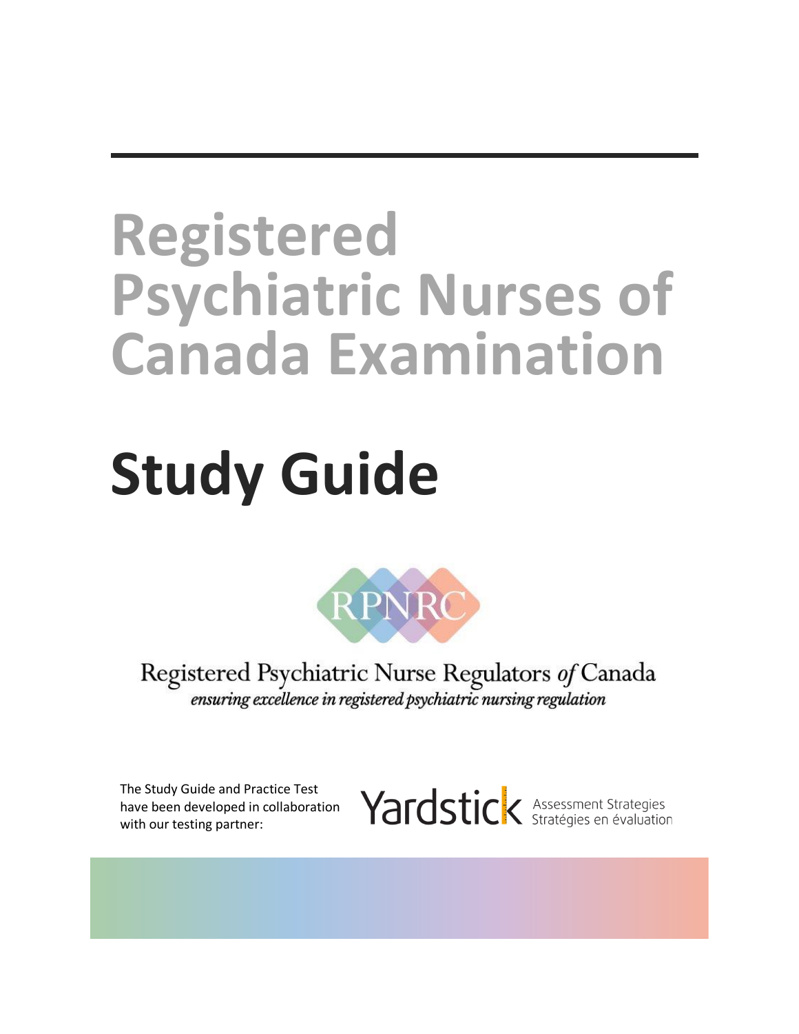# Registered Psychiatric Nurses of Canada Examination

# Study Guide

RPNRC

Registered Psychiatric Nurse Regulators *of* Canada

*ensuring excellence in registered psychiatric nursing regulation*

The Study Guide and Practice Test have been developed in collaboration with our testing partner:

Yardstick Assessment Strategies
Stratégies en évaluation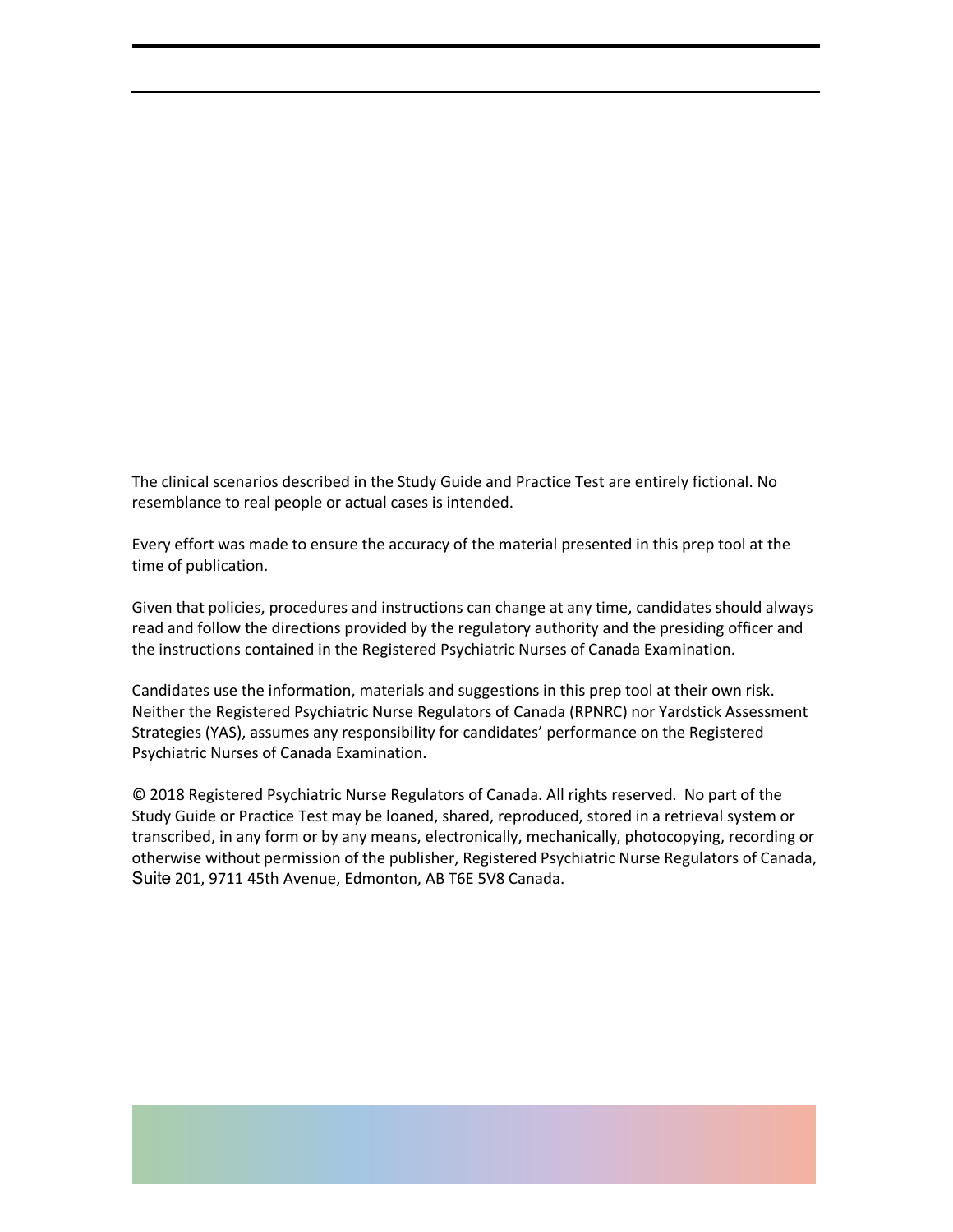The clinical scenarios described in the Study Guide and Practice Test are entirely fictional. No resemblance to real people or actual cases is intended.

Every effort was made to ensure the accuracy of the material presented in this prep tool at the time of publication.

Given that policies, procedures and instructions can change at any time, candidates should always read and follow the directions provided by the regulatory authority and the presiding officer and the instructions contained in the Registered Psychiatric Nurses of Canada Examination.

Candidates use the information, materials and suggestions in this prep tool at their own risk. Neither the Registered Psychiatric Nurse Regulators of Canada (RPNRC) nor Yardstick Assessment Strategies (YAS), assumes any responsibility for candidates' performance on the Registered Psychiatric Nurses of Canada Examination.

© 2018 Registered Psychiatric Nurse Regulators of Canada. All rights reserved. No part of the Study Guide or Practice Test may be loaned, shared, reproduced, stored in a retrieval system or transcribed, in any form or by any means, electronically, mechanically, photocopying, recording or otherwise without permission of the publisher, Registered Psychiatric Nurse Regulators of Canada, Suite 201, 9711 45th Avenue, Edmonton, AB T6E 5V8 Canada.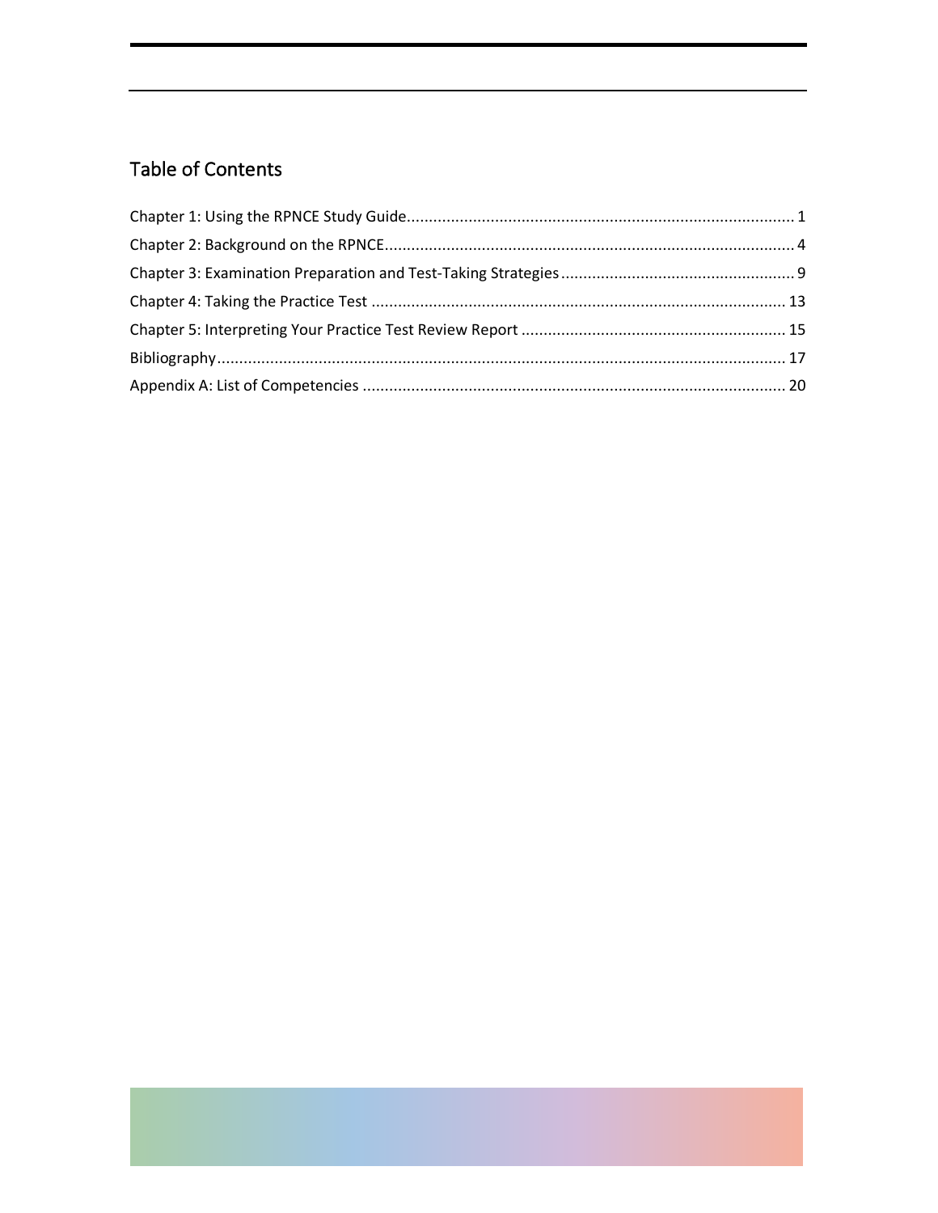## Table of Contents

Chapter 1: Using the RPNCE Study Guide ........................................................................................ 1

Chapter 2: Background on the RPNCE .............................................................................................. 4

Chapter 3: Examination Preparation and Test-Taking Strategies ..................................................... 9

Chapter 4: Taking the Practice Test ................................................................................................ 13

Chapter 5: Interpreting Your Practice Test Review Report ............................................................ 15

Bibliography ..................................................................................................................................... 17

Appendix A: List of Competencies .................................................................................................. 20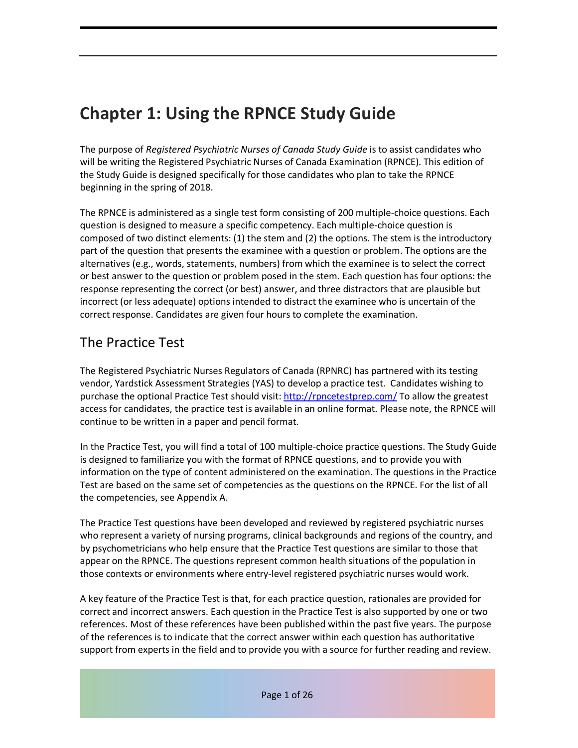# Chapter 1: Using the RPNCE Study Guide

The purpose of *Registered Psychiatric Nurses of Canada Study Guide* is to assist candidates who will be writing the Registered Psychiatric Nurses of Canada Examination (RPNCE). This edition of the Study Guide is designed specifically for those candidates who plan to take the RPNCE beginning in the spring of 2018.

The RPNCE is administered as a single test form consisting of 200 multiple-choice questions. Each question is designed to measure a specific competency. Each multiple-choice question is composed of two distinct elements: (1) the stem and (2) the options. The stem is the introductory part of the question that presents the examinee with a question or problem. The options are the alternatives (e.g., words, statements, numbers) from which the examinee is to select the correct or best answer to the question or problem posed in the stem. Each question has four options: the response representing the correct (or best) answer, and three distractors that are plausible but incorrect (or less adequate) options intended to distract the examinee who is uncertain of the correct response. Candidates are given four hours to complete the examination.

## The Practice Test

The Registered Psychiatric Nurses Regulators of Canada (RPNRC) has partnered with its testing vendor, Yardstick Assessment Strategies (YAS) to develop a practice test. Candidates wishing to purchase the optional Practice Test should visit: [http://rpncetestprep.com/](http://rpncetestprep.com/) To allow the greatest access for candidates, the practice test is available in an online format. Please note, the RPNCE will continue to be written in a paper and pencil format.

In the Practice Test, you will find a total of 100 multiple-choice practice questions. The Study Guide is designed to familiarize you with the format of RPNCE questions, and to provide you with information on the type of content administered on the examination. The questions in the Practice Test are based on the same set of competencies as the questions on the RPNCE. For the list of all the competencies, see Appendix A.

The Practice Test questions have been developed and reviewed by registered psychiatric nurses who represent a variety of nursing programs, clinical backgrounds and regions of the country, and by psychometricians who help ensure that the Practice Test questions are similar to those that appear on the RPNCE. The questions represent common health situations of the population in those contexts or environments where entry-level registered psychiatric nurses would work.

A key feature of the Practice Test is that, for each practice question, rationales are provided for correct and incorrect answers. Each question in the Practice Test is also supported by one or two references. Most of these references have been published within the past five years. The purpose of the references is to indicate that the correct answer within each question has authoritative support from experts in the field and to provide you with a source for further reading and review.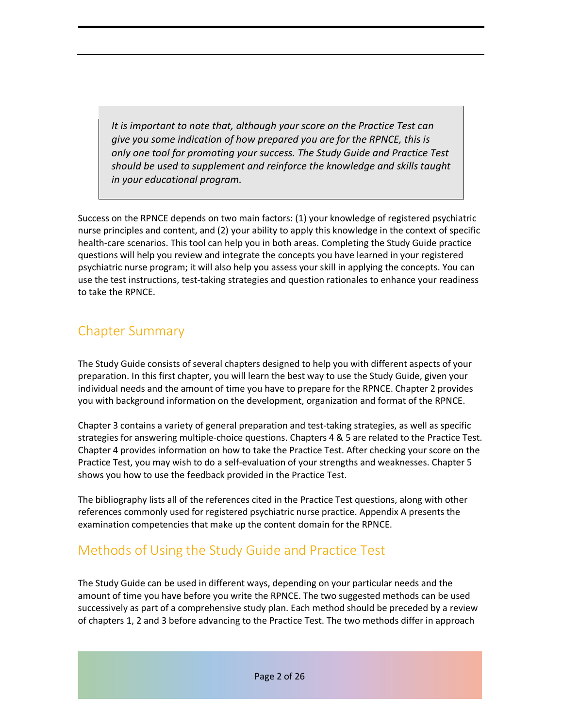> *It is important to note that, although your score on the Practice Test can give you some indication of how prepared you are for the RPNCE, this is only one tool for promoting your success. The Study Guide and Practice Test should be used to supplement and reinforce the knowledge and skills taught in your educational program.*

Success on the RPNCE depends on two main factors: (1) your knowledge of registered psychiatric nurse principles and content, and (2) your ability to apply this knowledge in the context of specific health-care scenarios. This tool can help you in both areas. Completing the Study Guide practice questions will help you review and integrate the concepts you have learned in your registered psychiatric nurse program; it will also help you assess your skill in applying the concepts. You can use the test instructions, test-taking strategies and question rationales to enhance your readiness to take the RPNCE.

## Chapter Summary

The Study Guide consists of several chapters designed to help you with different aspects of your preparation. In this first chapter, you will learn the best way to use the Study Guide, given your individual needs and the amount of time you have to prepare for the RPNCE. Chapter 2 provides you with background information on the development, organization and format of the RPNCE.

Chapter 3 contains a variety of general preparation and test-taking strategies, as well as specific strategies for answering multiple-choice questions. Chapters 4 & 5 are related to the Practice Test. Chapter 4 provides information on how to take the Practice Test. After checking your score on the Practice Test, you may wish to do a self-evaluation of your strengths and weaknesses. Chapter 5 shows you how to use the feedback provided in the Practice Test.

The bibliography lists all of the references cited in the Practice Test questions, along with other references commonly used for registered psychiatric nurse practice. Appendix A presents the examination competencies that make up the content domain for the RPNCE.

## Methods of Using the Study Guide and Practice Test

The Study Guide can be used in different ways, depending on your particular needs and the amount of time you have before you write the RPNCE. The two suggested methods can be used successively as part of a comprehensive study plan. Each method should be preceded by a review of chapters 1, 2 and 3 before advancing to the Practice Test. The two methods differ in approach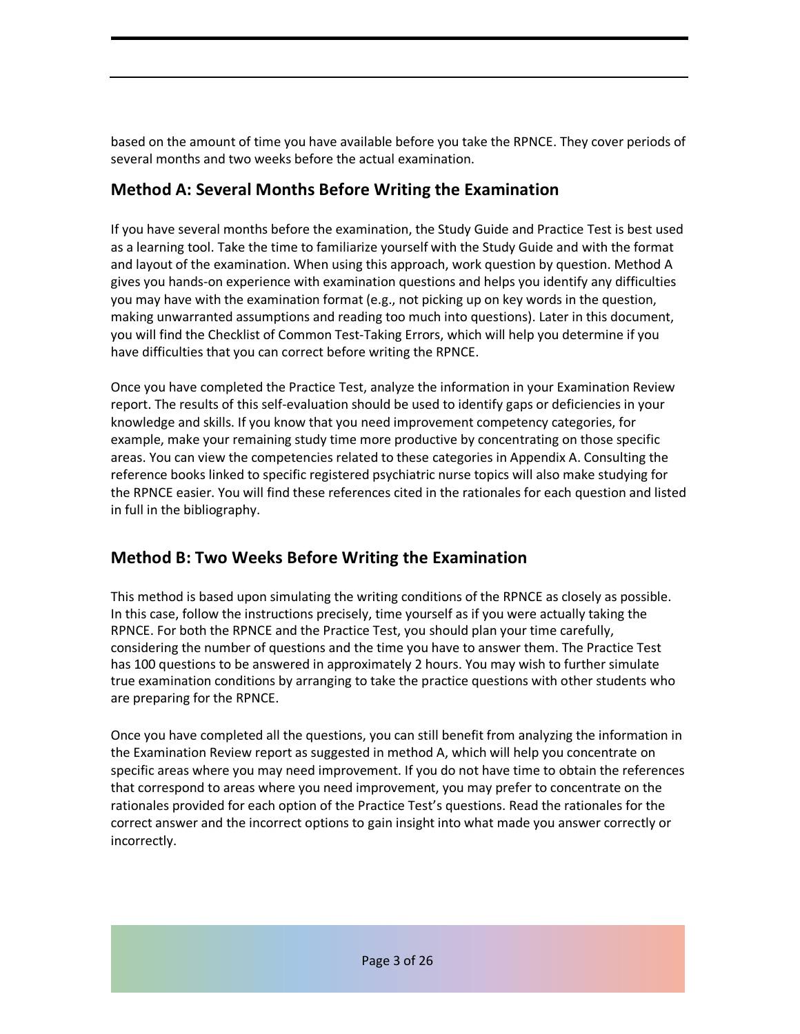based on the amount of time you have available before you take the RPNCE. They cover periods of several months and two weeks before the actual examination.

## Method A: Several Months Before Writing the Examination

If you have several months before the examination, the Study Guide and Practice Test is best used as a learning tool. Take the time to familiarize yourself with the Study Guide and with the format and layout of the examination. When using this approach, work question by question. Method A gives you hands-on experience with examination questions and helps you identify any difficulties you may have with the examination format (e.g., not picking up on key words in the question, making unwarranted assumptions and reading too much into questions). Later in this document, you will find the Checklist of Common Test-Taking Errors, which will help you determine if you have difficulties that you can correct before writing the RPNCE.

Once you have completed the Practice Test, analyze the information in your Examination Review report. The results of this self-evaluation should be used to identify gaps or deficiencies in your knowledge and skills. If you know that you need improvement competency categories, for example, make your remaining study time more productive by concentrating on those specific areas. You can view the competencies related to these categories in Appendix A. Consulting the reference books linked to specific registered psychiatric nurse topics will also make studying for the RPNCE easier. You will find these references cited in the rationales for each question and listed in full in the bibliography.

## Method B: Two Weeks Before Writing the Examination

This method is based upon simulating the writing conditions of the RPNCE as closely as possible. In this case, follow the instructions precisely, time yourself as if you were actually taking the RPNCE. For both the RPNCE and the Practice Test, you should plan your time carefully, considering the number of questions and the time you have to answer them. The Practice Test has 100 questions to be answered in approximately 2 hours. You may wish to further simulate true examination conditions by arranging to take the practice questions with other students who are preparing for the RPNCE.

Once you have completed all the questions, you can still benefit from analyzing the information in the Examination Review report as suggested in method A, which will help you concentrate on specific areas where you may need improvement. If you do not have time to obtain the references that correspond to areas where you need improvement, you may prefer to concentrate on the rationales provided for each option of the Practice Test's questions. Read the rationales for the correct answer and the incorrect options to gain insight into what made you answer correctly or incorrectly.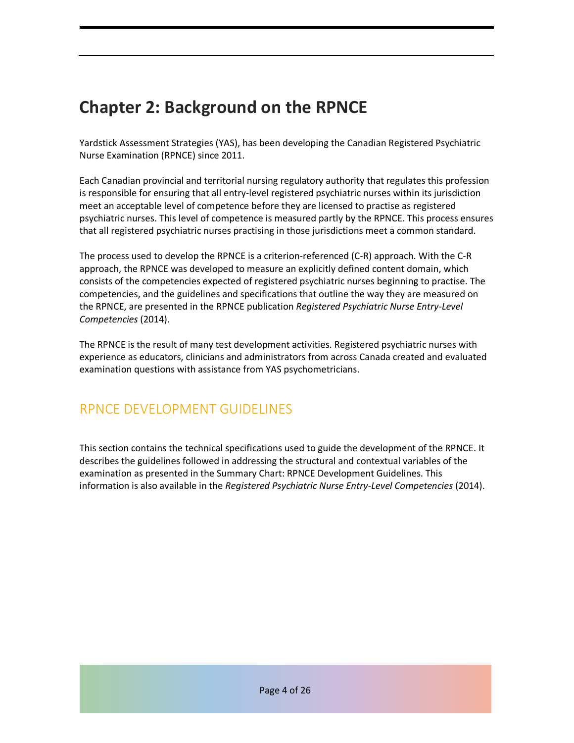# Chapter 2: Background on the RPNCE

Yardstick Assessment Strategies (YAS), has been developing the Canadian Registered Psychiatric Nurse Examination (RPNCE) since 2011.

Each Canadian provincial and territorial nursing regulatory authority that regulates this profession is responsible for ensuring that all entry-level registered psychiatric nurses within its jurisdiction meet an acceptable level of competence before they are licensed to practise as registered psychiatric nurses. This level of competence is measured partly by the RPNCE. This process ensures that all registered psychiatric nurses practising in those jurisdictions meet a common standard.

The process used to develop the RPNCE is a criterion-referenced (C-R) approach. With the C-R approach, the RPNCE was developed to measure an explicitly defined content domain, which consists of the competencies expected of registered psychiatric nurses beginning to practise. The competencies, and the guidelines and specifications that outline the way they are measured on the RPNCE, are presented in the RPNCE publication *Registered Psychiatric Nurse Entry-Level Competencies* (2014).

The RPNCE is the result of many test development activities. Registered psychiatric nurses with experience as educators, clinicians and administrators from across Canada created and evaluated examination questions with assistance from YAS psychometricians.

## RPNCE DEVELOPMENT GUIDELINES

This section contains the technical specifications used to guide the development of the RPNCE. It describes the guidelines followed in addressing the structural and contextual variables of the examination as presented in the Summary Chart: RPNCE Development Guidelines. This information is also available in the *Registered Psychiatric Nurse Entry-Level Competencies* (2014).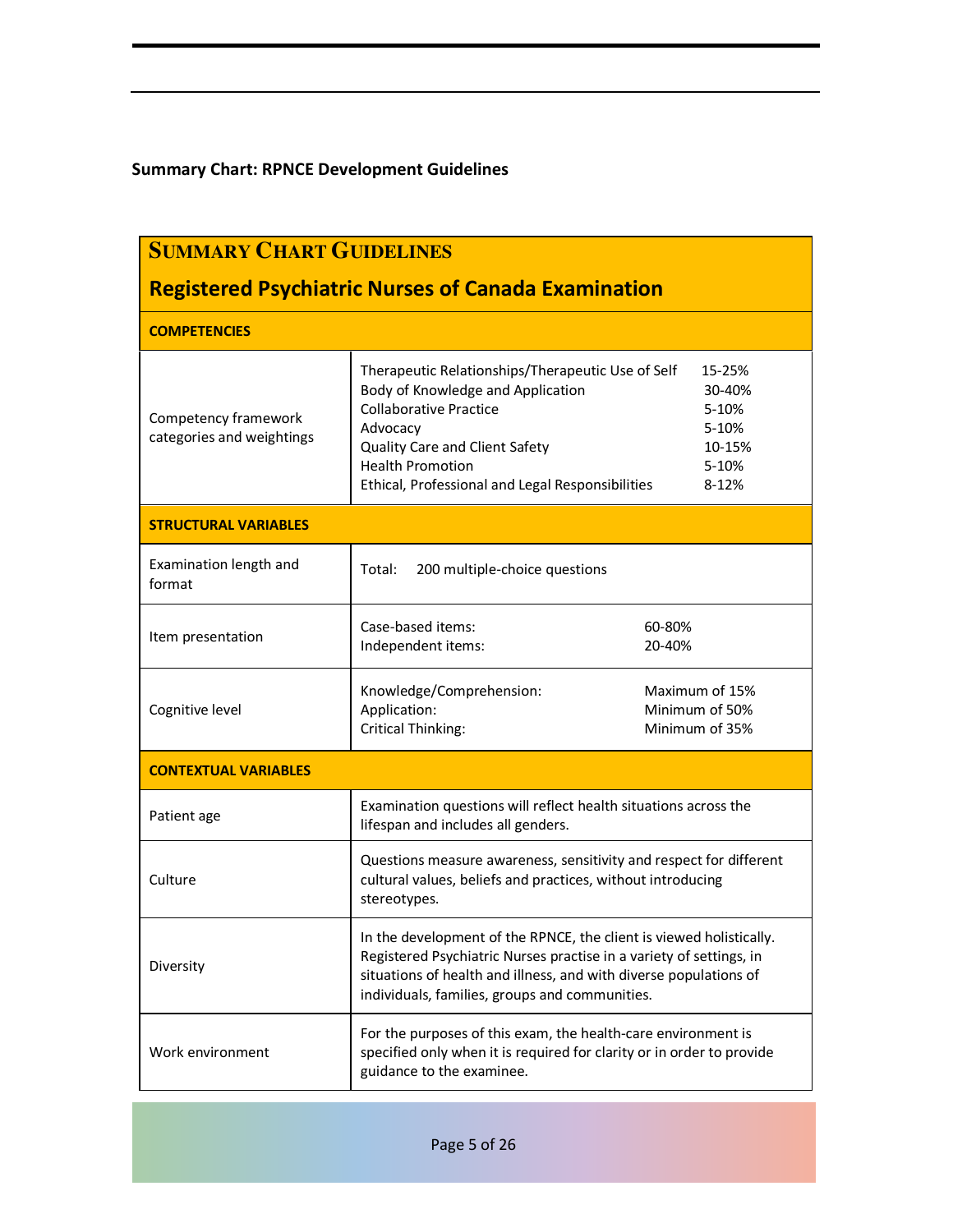**Summary Chart: RPNCE Development Guidelines**

| **SUMMARY CHART GUIDELINES**<br>**Registered Psychiatric Nurses of Canada Examination** | |
|---|---|
| **COMPETENCIES** | |
| Competency framework categories and weightings | Therapeutic Relationships/Therapeutic Use of Self 15-25%<br>Body of Knowledge and Application 30-40%<br>Collaborative Practice 5-10%<br>Advocacy 5-10%<br>Quality Care and Client Safety 10-15%<br>Health Promotion 5-10%<br>Ethical, Professional and Legal Responsibilities 8-12% |
| **STRUCTURAL VARIABLES** | |
| Examination length and format | Total: 200 multiple-choice questions |
| Item presentation | Case-based items: 60-80%<br>Independent items: 20-40% |
| Cognitive level | Knowledge/Comprehension: Maximum of 15%<br>Application: Minimum of 50%<br>Critical Thinking: Minimum of 35% |
| **CONTEXTUAL VARIABLES** | |
| Patient age | Examination questions will reflect health situations across the lifespan and includes all genders. |
| Culture | Questions measure awareness, sensitivity and respect for different cultural values, beliefs and practices, without introducing stereotypes. |
| Diversity | In the development of the RPNCE, the client is viewed holistically. Registered Psychiatric Nurses practise in a variety of settings, in situations of health and illness, and with diverse populations of individuals, families, groups and communities. |
| Work environment | For the purposes of this exam, the health-care environment is specified only when it is required for clarity or in order to provide guidance to the examinee. |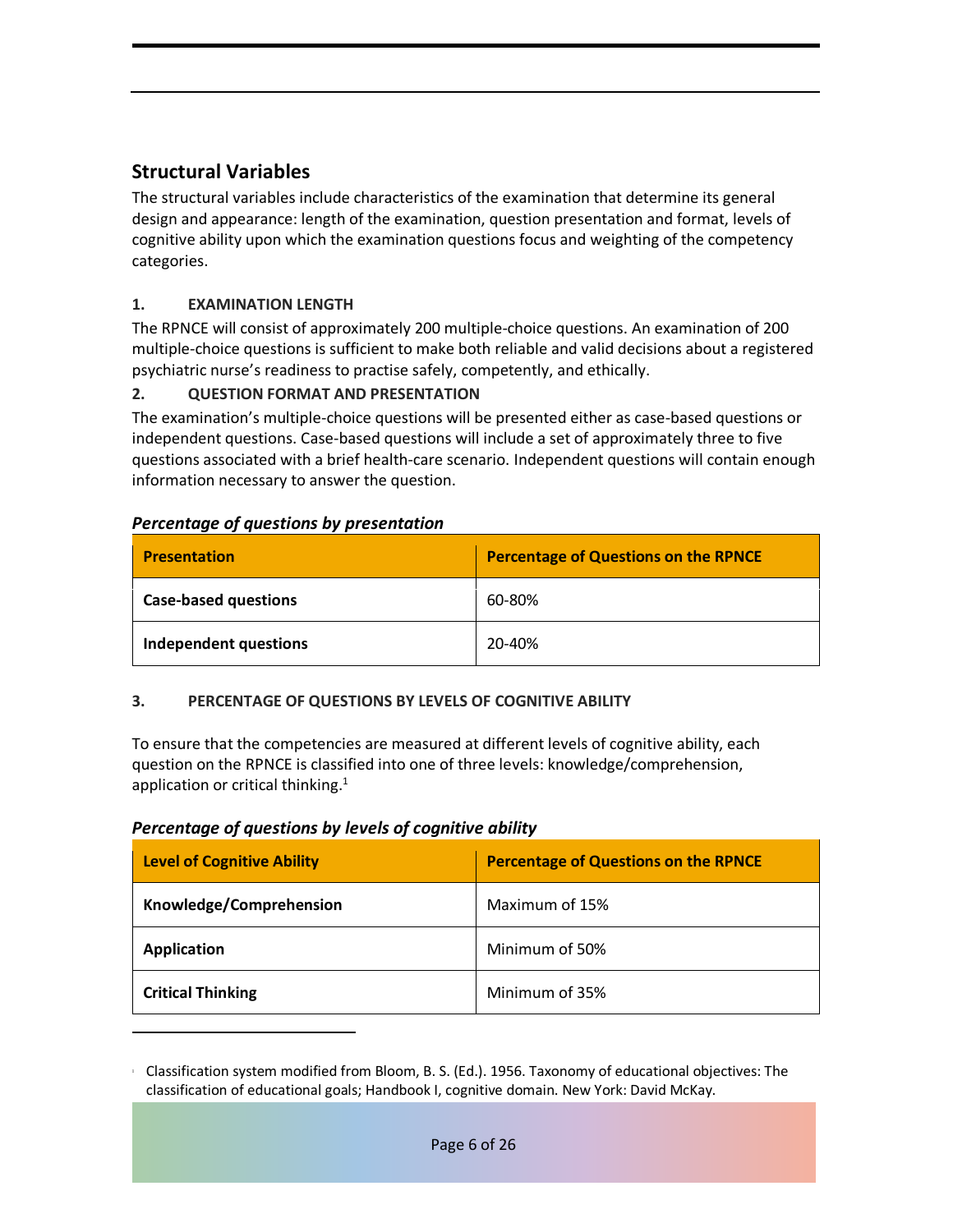## Structural Variables

The structural variables include characteristics of the examination that determine its general design and appearance: length of the examination, question presentation and format, levels of cognitive ability upon which the examination questions focus and weighting of the competency categories.

### 1. EXAMINATION LENGTH

The RPNCE will consist of approximately 200 multiple-choice questions. An examination of 200 multiple-choice questions is sufficient to make both reliable and valid decisions about a registered psychiatric nurse's readiness to practise safely, competently, and ethically.

### 2. QUESTION FORMAT AND PRESENTATION

The examination's multiple-choice questions will be presented either as case-based questions or independent questions. Case-based questions will include a set of approximately three to five questions associated with a brief health-care scenario. Independent questions will contain enough information necessary to answer the question.

***Percentage of questions by presentation***

| Presentation | Percentage of Questions on the RPNCE |
|---|---|
| **Case-based questions** | 60-80% |
| **Independent questions** | 20-40% |

### 3. PERCENTAGE OF QUESTIONS BY LEVELS OF COGNITIVE ABILITY

To ensure that the competencies are measured at different levels of cognitive ability, each question on the RPNCE is classified into one of three levels: knowledge/comprehension, application or critical thinking.[1]

***Percentage of questions by levels of cognitive ability***

| Level of Cognitive Ability | Percentage of Questions on the RPNCE |
|---|---|
| **Knowledge/Comprehension** | Maximum of 15% |
| **Application** | Minimum of 50% |
| **Critical Thinking** | Minimum of 35% |

---

[1] Classification system modified from Bloom, B. S. (Ed.). 1956. Taxonomy of educational objectives: The classification of educational goals; Handbook I, cognitive domain. New York: David McKay.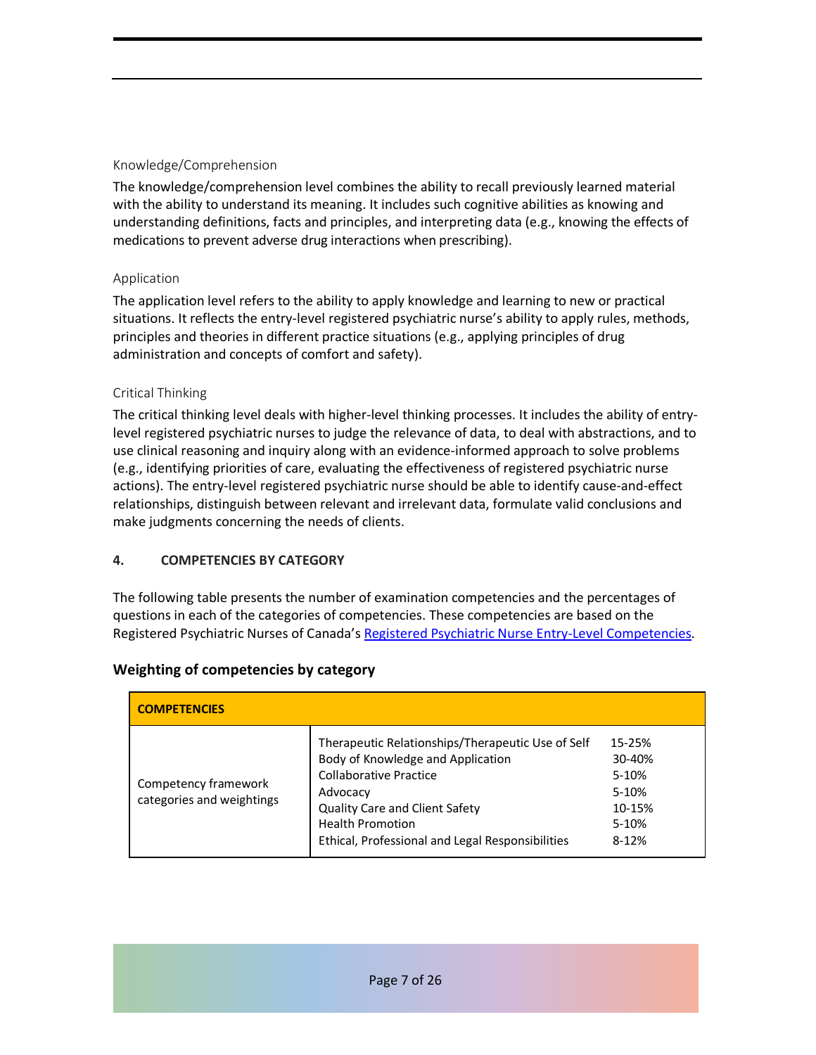### Knowledge/Comprehension

The knowledge/comprehension level combines the ability to recall previously learned material with the ability to understand its meaning. It includes such cognitive abilities as knowing and understanding definitions, facts and principles, and interpreting data (e.g., knowing the effects of medications to prevent adverse drug interactions when prescribing).

### Application

The application level refers to the ability to apply knowledge and learning to new or practical situations. It reflects the entry-level registered psychiatric nurse's ability to apply rules, methods, principles and theories in different practice situations (e.g., applying principles of drug administration and concepts of comfort and safety).

### Critical Thinking

The critical thinking level deals with higher-level thinking processes. It includes the ability of entry-level registered psychiatric nurses to judge the relevance of data, to deal with abstractions, and to use clinical reasoning and inquiry along with an evidence-informed approach to solve problems (e.g., identifying priorities of care, evaluating the effectiveness of registered psychiatric nurse actions). The entry-level registered psychiatric nurse should be able to identify cause-and-effect relationships, distinguish between relevant and irrelevant data, formulate valid conclusions and make judgments concerning the needs of clients.

## 4. COMPETENCIES BY CATEGORY

The following table presents the number of examination competencies and the percentages of questions in each of the categories of competencies. These competencies are based on the Registered Psychiatric Nurses of Canada's [Registered Psychiatric Nurse Entry-Level Competencies](Registered Psychiatric Nurse Entry-Level Competencies).

### Weighting of competencies by category

| COMPETENCIES | | |
|---|---|---|
| Competency framework categories and weightings | Therapeutic Relationships/Therapeutic Use of Self | 15-25% |
| | Body of Knowledge and Application | 30-40% |
| | Collaborative Practice | 5-10% |
| | Advocacy | 5-10% |
| | Quality Care and Client Safety | 10-15% |
| | Health Promotion | 5-10% |
| | Ethical, Professional and Legal Responsibilities | 8-12% |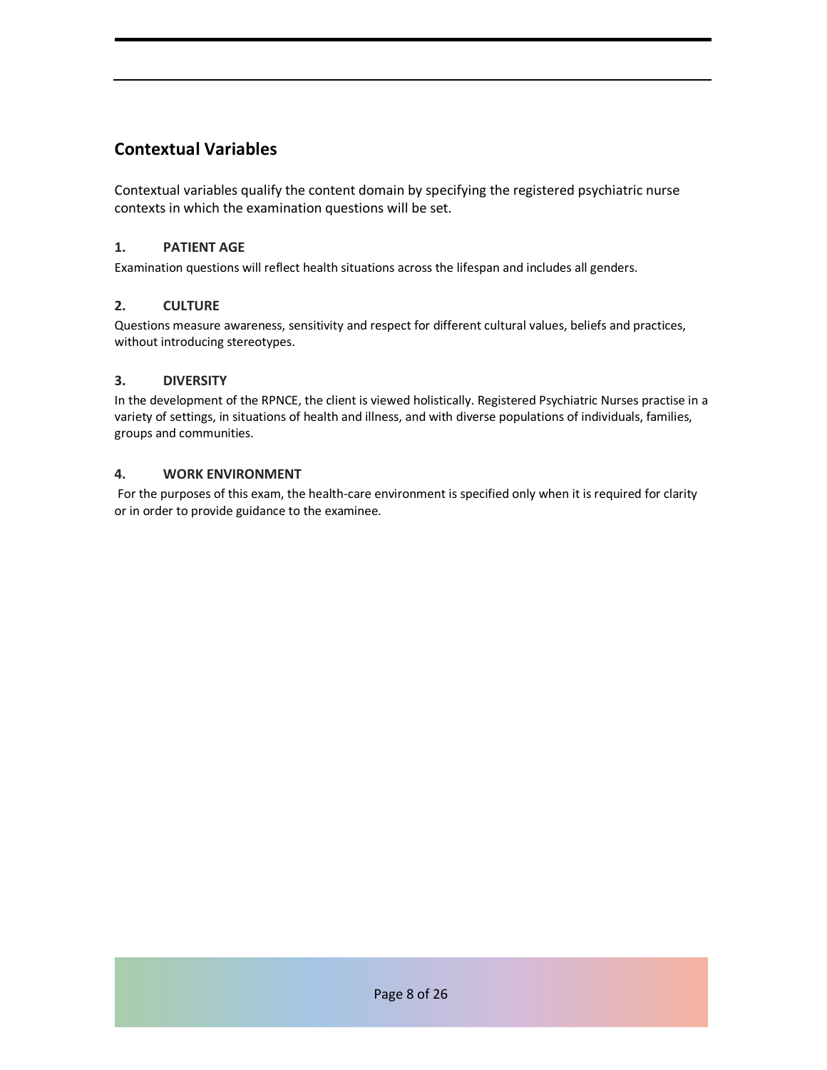## Contextual Variables

Contextual variables qualify the content domain by specifying the registered psychiatric nurse contexts in which the examination questions will be set.

### 1. PATIENT AGE

Examination questions will reflect health situations across the lifespan and includes all genders.

### 2. CULTURE

Questions measure awareness, sensitivity and respect for different cultural values, beliefs and practices, without introducing stereotypes.

### 3. DIVERSITY

In the development of the RPNCE, the client is viewed holistically. Registered Psychiatric Nurses practise in a variety of settings, in situations of health and illness, and with diverse populations of individuals, families, groups and communities.

### 4. WORK ENVIRONMENT

For the purposes of this exam, the health-care environment is specified only when it is required for clarity or in order to provide guidance to the examinee.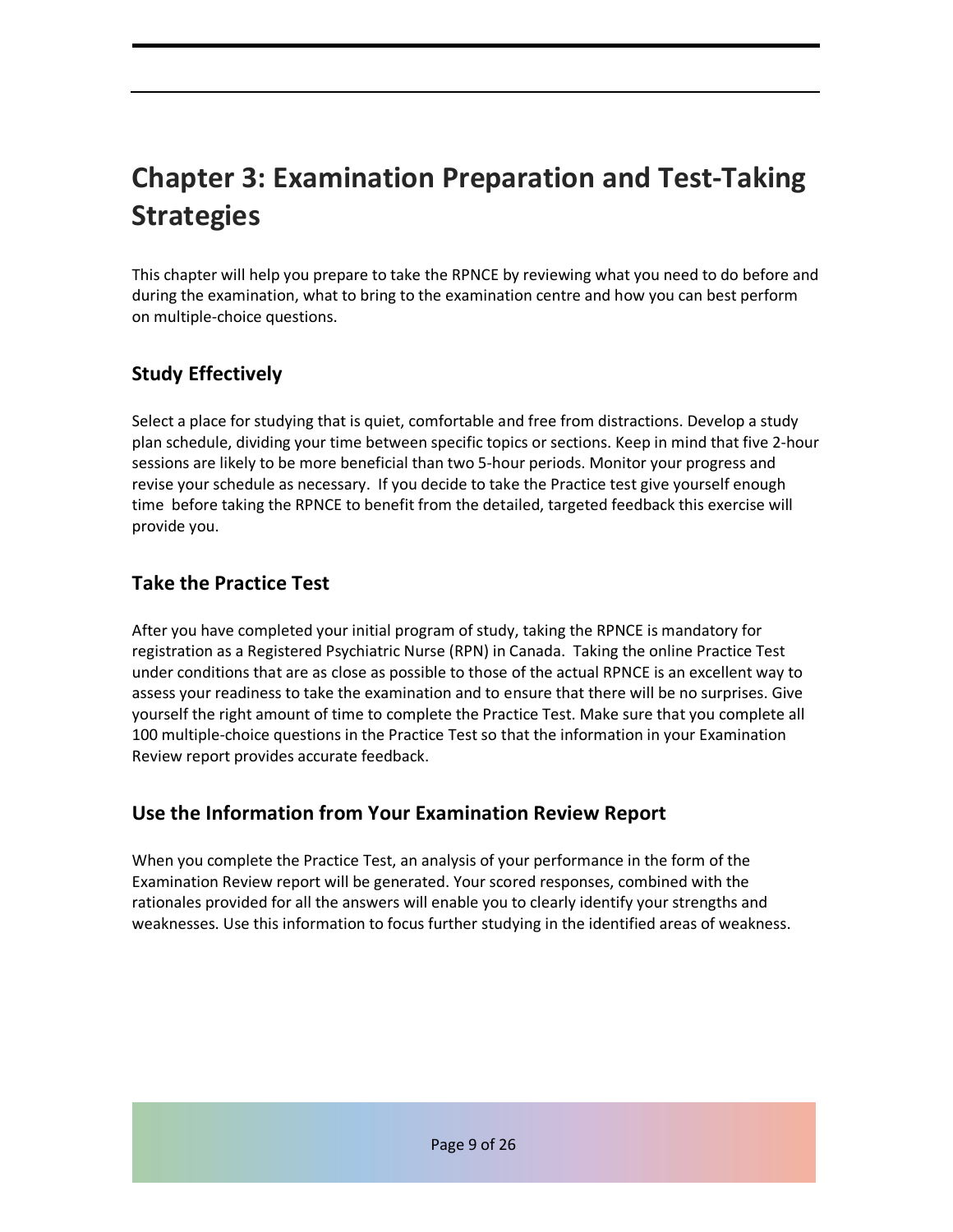# Chapter 3: Examination Preparation and Test-Taking Strategies

This chapter will help you prepare to take the RPNCE by reviewing what you need to do before and during the examination, what to bring to the examination centre and how you can best perform on multiple-choice questions.

## Study Effectively

Select a place for studying that is quiet, comfortable and free from distractions. Develop a study plan schedule, dividing your time between specific topics or sections. Keep in mind that five 2-hour sessions are likely to be more beneficial than two 5-hour periods. Monitor your progress and revise your schedule as necessary. If you decide to take the Practice test give yourself enough time before taking the RPNCE to benefit from the detailed, targeted feedback this exercise will provide you.

## Take the Practice Test

After you have completed your initial program of study, taking the RPNCE is mandatory for registration as a Registered Psychiatric Nurse (RPN) in Canada. Taking the online Practice Test under conditions that are as close as possible to those of the actual RPNCE is an excellent way to assess your readiness to take the examination and to ensure that there will be no surprises. Give yourself the right amount of time to complete the Practice Test. Make sure that you complete all 100 multiple-choice questions in the Practice Test so that the information in your Examination Review report provides accurate feedback.

## Use the Information from Your Examination Review Report

When you complete the Practice Test, an analysis of your performance in the form of the Examination Review report will be generated. Your scored responses, combined with the rationales provided for all the answers will enable you to clearly identify your strengths and weaknesses. Use this information to focus further studying in the identified areas of weakness.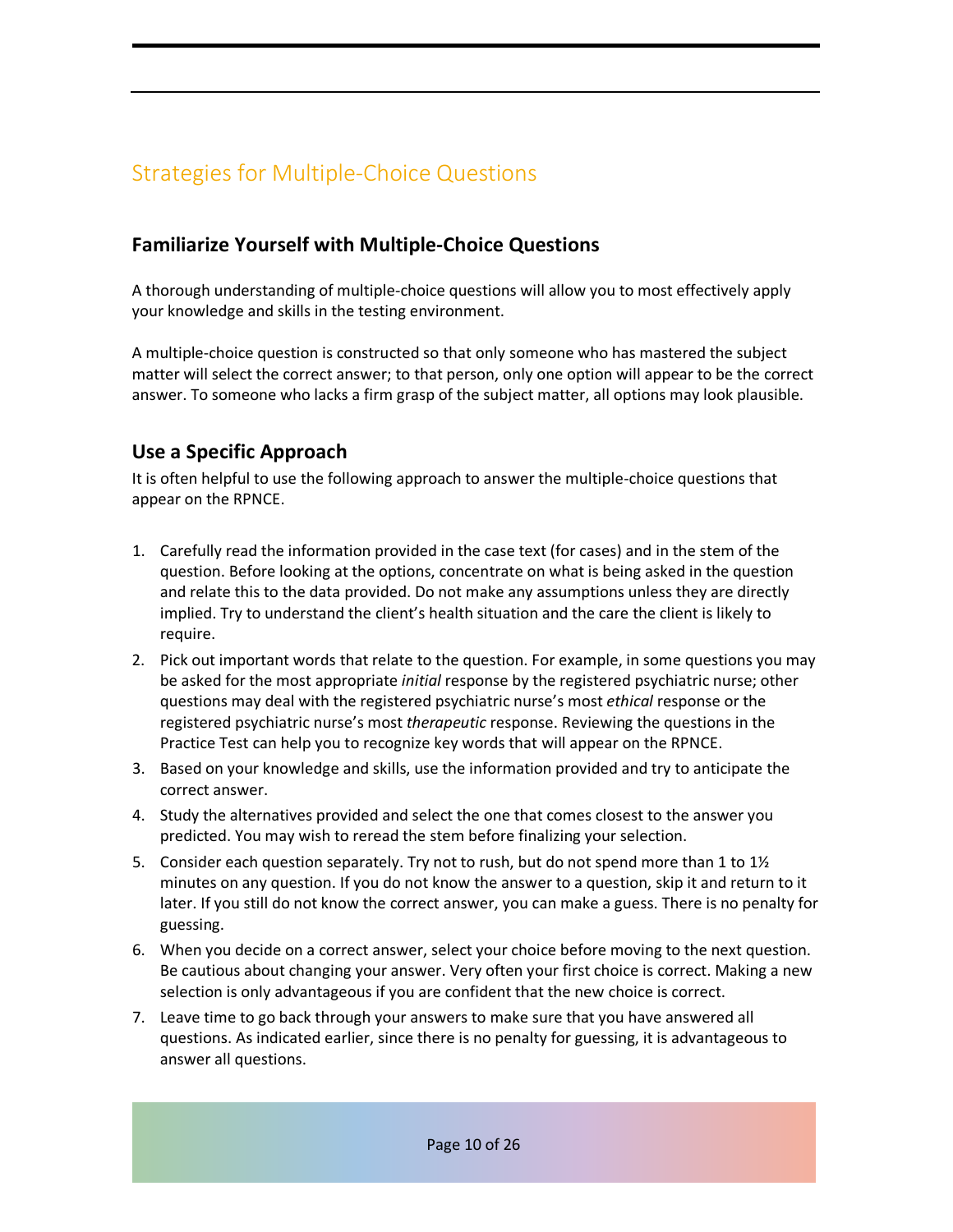## Strategies for Multiple-Choice Questions

### Familiarize Yourself with Multiple-Choice Questions

A thorough understanding of multiple-choice questions will allow you to most effectively apply your knowledge and skills in the testing environment.

A multiple-choice question is constructed so that only someone who has mastered the subject matter will select the correct answer; to that person, only one option will appear to be the correct answer. To someone who lacks a firm grasp of the subject matter, all options may look plausible.

### Use a Specific Approach

It is often helpful to use the following approach to answer the multiple-choice questions that appear on the RPNCE.

1. Carefully read the information provided in the case text (for cases) and in the stem of the question. Before looking at the options, concentrate on what is being asked in the question and relate this to the data provided. Do not make any assumptions unless they are directly implied. Try to understand the client's health situation and the care the client is likely to require.
2. Pick out important words that relate to the question. For example, in some questions you may be asked for the most appropriate *initial* response by the registered psychiatric nurse; other questions may deal with the registered psychiatric nurse's most *ethical* response or the registered psychiatric nurse's most *therapeutic* response. Reviewing the questions in the Practice Test can help you to recognize key words that will appear on the RPNCE.
3. Based on your knowledge and skills, use the information provided and try to anticipate the correct answer.
4. Study the alternatives provided and select the one that comes closest to the answer you predicted. You may wish to reread the stem before finalizing your selection.
5. Consider each question separately. Try not to rush, but do not spend more than 1 to 1½ minutes on any question. If you do not know the answer to a question, skip it and return to it later. If you still do not know the correct answer, you can make a guess. There is no penalty for guessing.
6. When you decide on a correct answer, select your choice before moving to the next question. Be cautious about changing your answer. Very often your first choice is correct. Making a new selection is only advantageous if you are confident that the new choice is correct.
7. Leave time to go back through your answers to make sure that you have answered all questions. As indicated earlier, since there is no penalty for guessing, it is advantageous to answer all questions.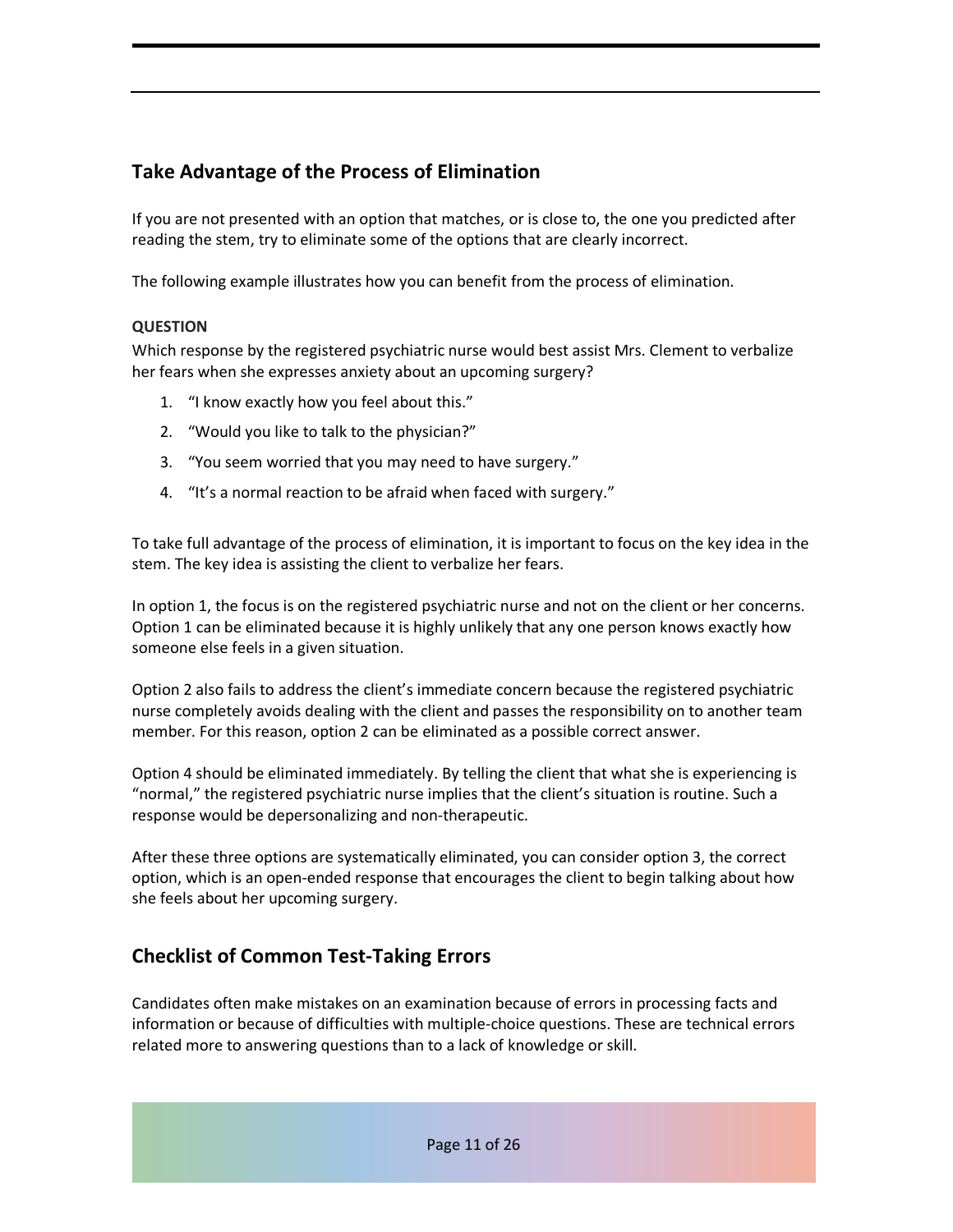## Take Advantage of the Process of Elimination

If you are not presented with an option that matches, or is close to, the one you predicted after reading the stem, try to eliminate some of the options that are clearly incorrect.

The following example illustrates how you can benefit from the process of elimination.

**QUESTION**

Which response by the registered psychiatric nurse would best assist Mrs. Clement to verbalize her fears when she expresses anxiety about an upcoming surgery?

1. "I know exactly how you feel about this."
2. "Would you like to talk to the physician?"
3. "You seem worried that you may need to have surgery."
4. "It's a normal reaction to be afraid when faced with surgery."

To take full advantage of the process of elimination, it is important to focus on the key idea in the stem. The key idea is assisting the client to verbalize her fears.

In option 1, the focus is on the registered psychiatric nurse and not on the client or her concerns. Option 1 can be eliminated because it is highly unlikely that any one person knows exactly how someone else feels in a given situation.

Option 2 also fails to address the client's immediate concern because the registered psychiatric nurse completely avoids dealing with the client and passes the responsibility on to another team member. For this reason, option 2 can be eliminated as a possible correct answer.

Option 4 should be eliminated immediately. By telling the client that what she is experiencing is "normal," the registered psychiatric nurse implies that the client's situation is routine. Such a response would be depersonalizing and non-therapeutic.

After these three options are systematically eliminated, you can consider option 3, the correct option, which is an open-ended response that encourages the client to begin talking about how she feels about her upcoming surgery.

## Checklist of Common Test-Taking Errors

Candidates often make mistakes on an examination because of errors in processing facts and information or because of difficulties with multiple-choice questions. These are technical errors related more to answering questions than to a lack of knowledge or skill.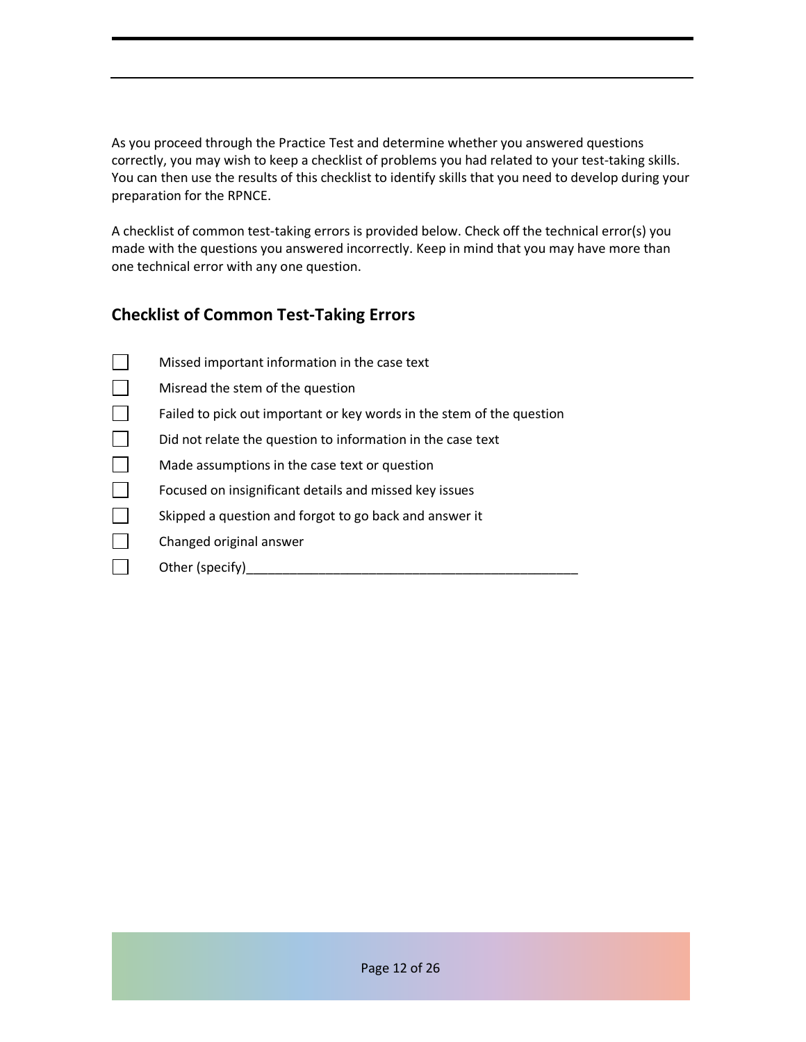As you proceed through the Practice Test and determine whether you answered questions correctly, you may wish to keep a checklist of problems you had related to your test-taking skills. You can then use the results of this checklist to identify skills that you need to develop during your preparation for the RPNCE.

A checklist of common test-taking errors is provided below. Check off the technical error(s) you made with the questions you answered incorrectly. Keep in mind that you may have more than one technical error with any one question.

## Checklist of Common Test-Taking Errors

- [ ] Missed important information in the case text
- [ ] Misread the stem of the question
- [ ] Failed to pick out important or key words in the stem of the question
- [ ] Did not relate the question to information in the case text
- [ ] Made assumptions in the case text or question
- [ ] Focused on insignificant details and missed key issues
- [ ] Skipped a question and forgot to go back and answer it
- [ ] Changed original answer
- [ ] Other (specify)_______________________________________________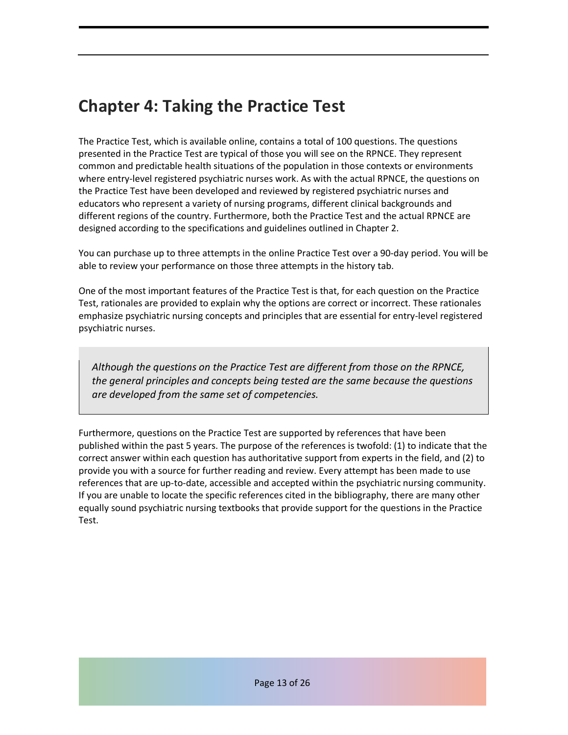# Chapter 4: Taking the Practice Test

The Practice Test, which is available online, contains a total of 100 questions. The questions presented in the Practice Test are typical of those you will see on the RPNCE. They represent common and predictable health situations of the population in those contexts or environments where entry-level registered psychiatric nurses work. As with the actual RPNCE, the questions on the Practice Test have been developed and reviewed by registered psychiatric nurses and educators who represent a variety of nursing programs, different clinical backgrounds and different regions of the country. Furthermore, both the Practice Test and the actual RPNCE are designed according to the specifications and guidelines outlined in Chapter 2.

You can purchase up to three attempts in the online Practice Test over a 90-day period. You will be able to review your performance on those three attempts in the history tab.

One of the most important features of the Practice Test is that, for each question on the Practice Test, rationales are provided to explain why the options are correct or incorrect. These rationales emphasize psychiatric nursing concepts and principles that are essential for entry-level registered psychiatric nurses.

> *Although the questions on the Practice Test are different from those on the RPNCE, the general principles and concepts being tested are the same because the questions are developed from the same set of competencies.*

Furthermore, questions on the Practice Test are supported by references that have been published within the past 5 years. The purpose of the references is twofold: (1) to indicate that the correct answer within each question has authoritative support from experts in the field, and (2) to provide you with a source for further reading and review. Every attempt has been made to use references that are up-to-date, accessible and accepted within the psychiatric nursing community. If you are unable to locate the specific references cited in the bibliography, there are many other equally sound psychiatric nursing textbooks that provide support for the questions in the Practice Test.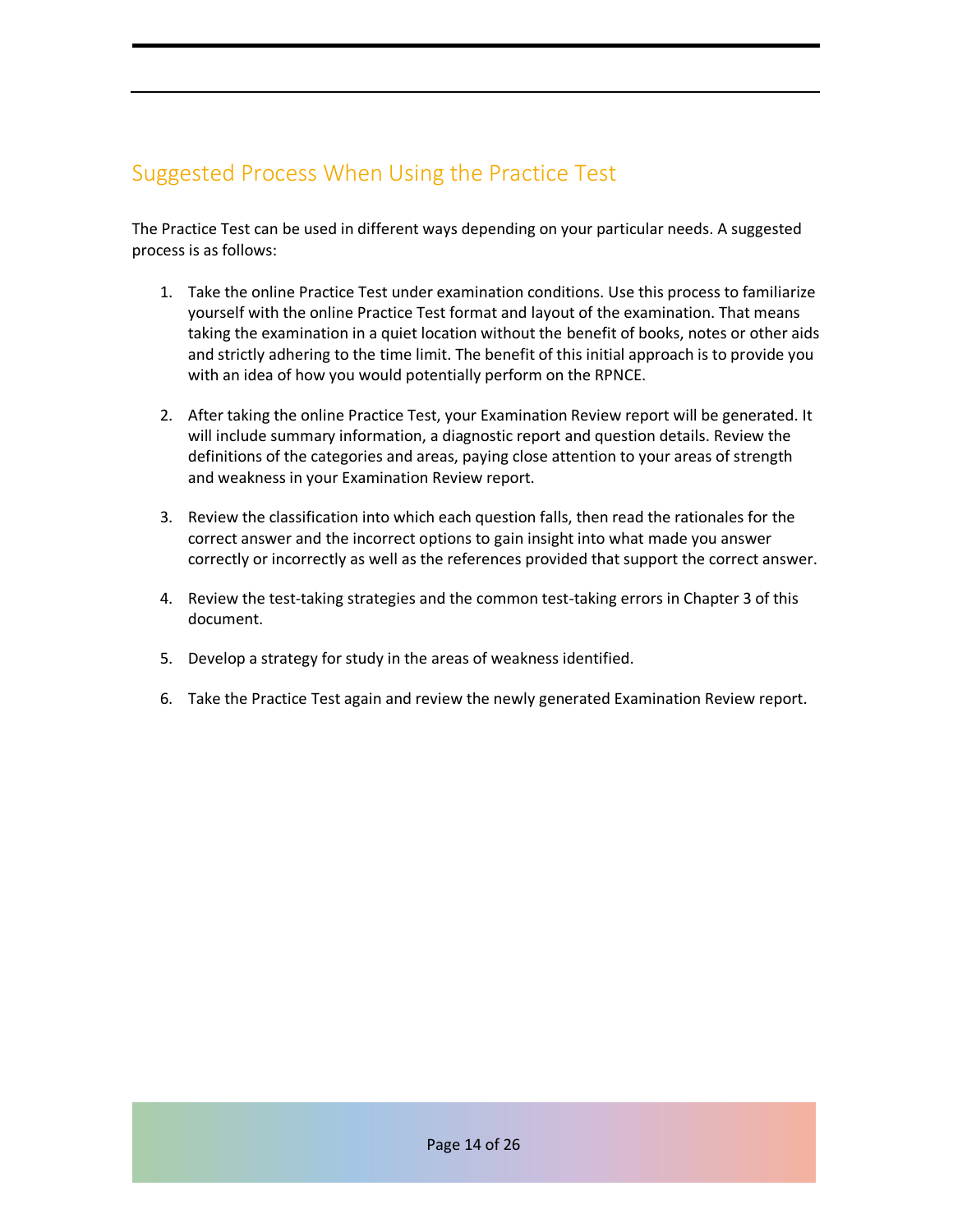## Suggested Process When Using the Practice Test

The Practice Test can be used in different ways depending on your particular needs. A suggested process is as follows:

1. Take the online Practice Test under examination conditions. Use this process to familiarize yourself with the online Practice Test format and layout of the examination. That means taking the examination in a quiet location without the benefit of books, notes or other aids and strictly adhering to the time limit. The benefit of this initial approach is to provide you with an idea of how you would potentially perform on the RPNCE.

2. After taking the online Practice Test, your Examination Review report will be generated. It will include summary information, a diagnostic report and question details. Review the definitions of the categories and areas, paying close attention to your areas of strength and weakness in your Examination Review report.

3. Review the classification into which each question falls, then read the rationales for the correct answer and the incorrect options to gain insight into what made you answer correctly or incorrectly as well as the references provided that support the correct answer.

4. Review the test-taking strategies and the common test-taking errors in Chapter 3 of this document.

5. Develop a strategy for study in the areas of weakness identified.

6. Take the Practice Test again and review the newly generated Examination Review report.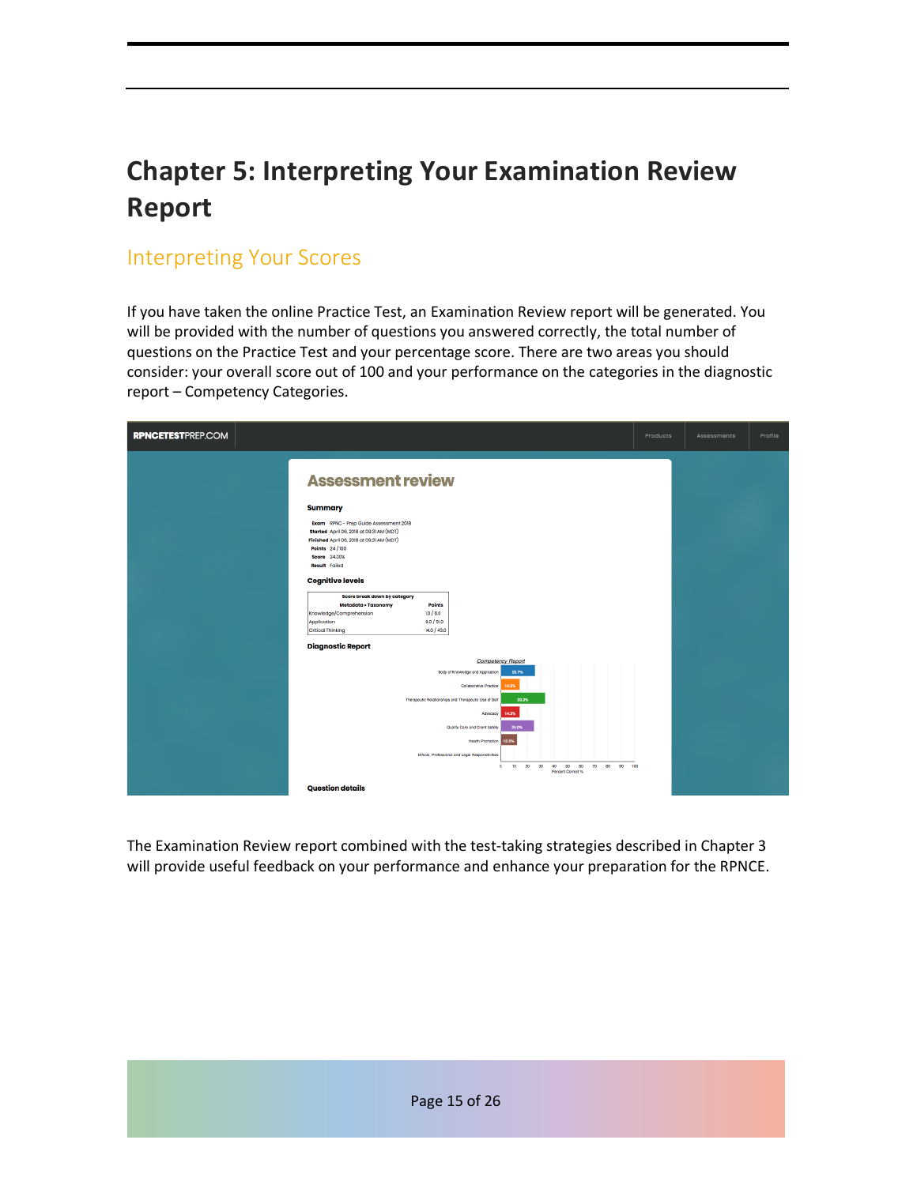# Chapter 5: Interpreting Your Examination Review Report

## Interpreting Your Scores

If you have taken the online Practice Test, an Examination Review report will be generated. You will be provided with the number of questions you answered correctly, the total number of questions on the Practice Test and your percentage score. There are two areas you should consider: your overall score out of 100 and your performance on the categories in the diagnostic report – Competency Categories.

RPNCETESTPREP.COM

Products | Assessments | Profile

**Assessment review**

**Summary**

**Exam** RPNC - Prep Guide Assessment 2018
**Started** April 06, 2018 at 09:31 AM (MDT)
**Finished** April 06, 2018 at 09:31 AM (MDT)
**Points** 24 / 100
**Score** 24.00%
**Result** Failed

**Cognitive levels**

| Score break down by category | |
|---|---|
| **Metadata • Taxonomy** | **Points** |
| Knowledge/Comprehension | 1.0 / 6.0 |
| Application | 9.0 / 51.0 |
| Critical Thinking | 14.0 / 43.0 |

**Diagnostic Report**

*Competency Report*

| Category | Percent Correct % |
|---|---|
| Body of Knowledge and Application | 25.7% |
| Collaborative Practice | 14.3% |
| Therapeutic Relationships and Therapeutic Use of Self | 33.3% |
| Advocacy | 14.3% |
| Quality Care and Client Safety | 25.0% |
| Health Promotion | 12.5% |
| Ethical, Professional and Legal Responsibilities | |

**Question details**

The Examination Review report combined with the test-taking strategies described in Chapter 3 will provide useful feedback on your performance and enhance your preparation for the RPNCE.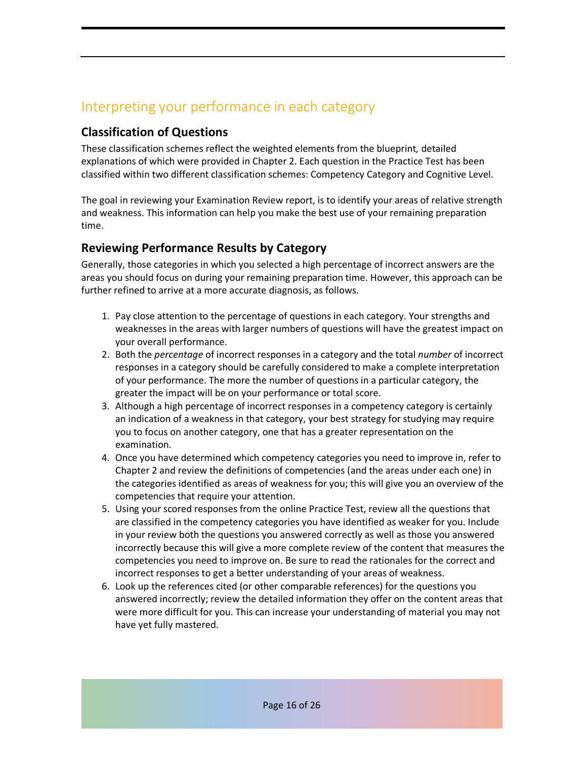## Interpreting your performance in each category

### Classification of Questions

These classification schemes reflect the weighted elements from the blueprint*,* detailed explanations of which were provided in Chapter 2. Each question in the Practice Test has been classified within two different classification schemes: Competency Category and Cognitive Level.

The goal in reviewing your Examination Review report, is to identify your areas of relative strength and weakness. This information can help you make the best use of your remaining preparation time.

### Reviewing Performance Results by Category

Generally, those categories in which you selected a high percentage of incorrect answers are the areas you should focus on during your remaining preparation time. However, this approach can be further refined to arrive at a more accurate diagnosis, as follows.

1. Pay close attention to the percentage of questions in each category. Your strengths and weaknesses in the areas with larger numbers of questions will have the greatest impact on your overall performance.
2. Both the *percentage* of incorrect responses in a category and the total *number* of incorrect responses in a category should be carefully considered to make a complete interpretation of your performance. The more the number of questions in a particular category, the greater the impact will be on your performance or total score.
3. Although a high percentage of incorrect responses in a competency category is certainly an indication of a weakness in that category, your best strategy for studying may require you to focus on another category, one that has a greater representation on the examination.
4. Once you have determined which competency categories you need to improve in, refer to Chapter 2 and review the definitions of competencies (and the areas under each one) in the categories identified as areas of weakness for you; this will give you an overview of the competencies that require your attention.
5. Using your scored responses from the online Practice Test, review all the questions that are classified in the competency categories you have identified as weaker for you. Include in your review both the questions you answered correctly as well as those you answered incorrectly because this will give a more complete review of the content that measures the competencies you need to improve on. Be sure to read the rationales for the correct and incorrect responses to get a better understanding of your areas of weakness.
6. Look up the references cited (or other comparable references) for the questions you answered incorrectly; review the detailed information they offer on the content areas that were more difficult for you. This can increase your understanding of material you may not have yet fully mastered.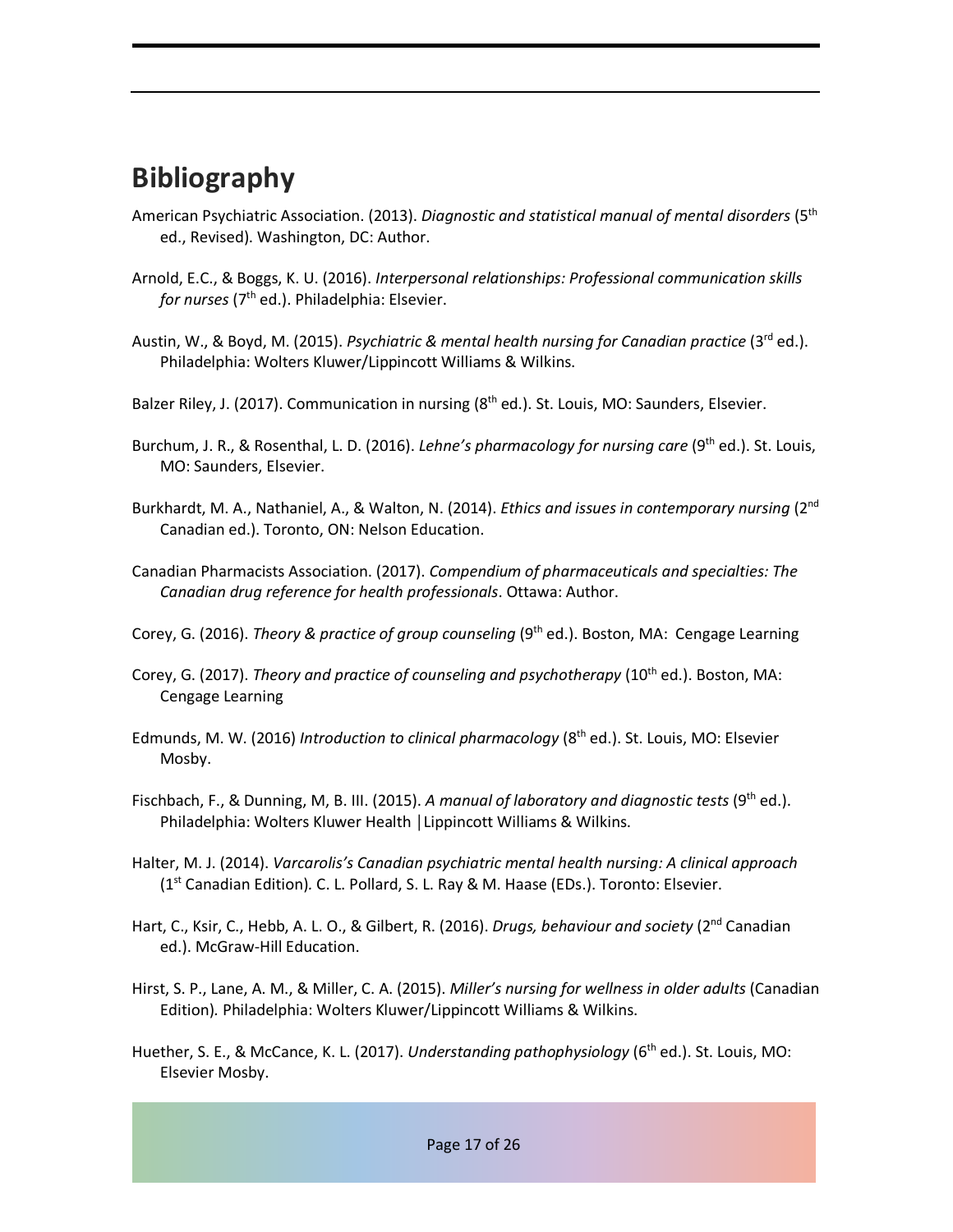# Bibliography

American Psychiatric Association. (2013). *Diagnostic and statistical manual of mental disorders* (5th ed., Revised). Washington, DC: Author.

Arnold, E.C., & Boggs, K. U. (2016). *Interpersonal relationships: Professional communication skills for nurses* (7th ed.). Philadelphia: Elsevier.

Austin, W., & Boyd, M. (2015). *Psychiatric & mental health nursing for Canadian practice* (3rd ed.). Philadelphia: Wolters Kluwer/Lippincott Williams & Wilkins.

Balzer Riley, J. (2017). Communication in nursing (8th ed.). St. Louis, MO: Saunders, Elsevier.

Burchum, J. R., & Rosenthal, L. D. (2016). *Lehne's pharmacology for nursing care* (9th ed.). St. Louis, MO: Saunders, Elsevier.

Burkhardt, M. A., Nathaniel, A., & Walton, N. (2014). *Ethics and issues in contemporary nursing* (2nd Canadian ed.). Toronto, ON: Nelson Education.

Canadian Pharmacists Association. (2017). *Compendium of pharmaceuticals and specialties: The Canadian drug reference for health professionals*. Ottawa: Author.

Corey, G. (2016). *Theory & practice of group counseling* (9th ed.). Boston, MA: Cengage Learning

Corey, G. (2017). *Theory and practice of counseling and psychotherapy* (10th ed.). Boston, MA: Cengage Learning

Edmunds, M. W. (2016) *Introduction to clinical pharmacology* (8th ed.). St. Louis, MO: Elsevier Mosby.

Fischbach, F., & Dunning, M, B. III. (2015). *A manual of laboratory and diagnostic tests* (9th ed.). Philadelphia: Wolters Kluwer Health │Lippincott Williams & Wilkins.

Halter, M. J. (2014). *Varcarolis's Canadian psychiatric mental health nursing: A clinical approach* (1st Canadian Edition). C. L. Pollard, S. L. Ray & M. Haase (EDs.). Toronto: Elsevier.

Hart, C., Ksir, C., Hebb, A. L. O., & Gilbert, R. (2016). *Drugs, behaviour and society* (2nd Canadian ed.). McGraw-Hill Education.

Hirst, S. P., Lane, A. M., & Miller, C. A. (2015). *Miller's nursing for wellness in older adults* (Canadian Edition). Philadelphia: Wolters Kluwer/Lippincott Williams & Wilkins.

Huether, S. E., & McCance, K. L. (2017). *Understanding pathophysiology* (6th ed.). St. Louis, MO: Elsevier Mosby.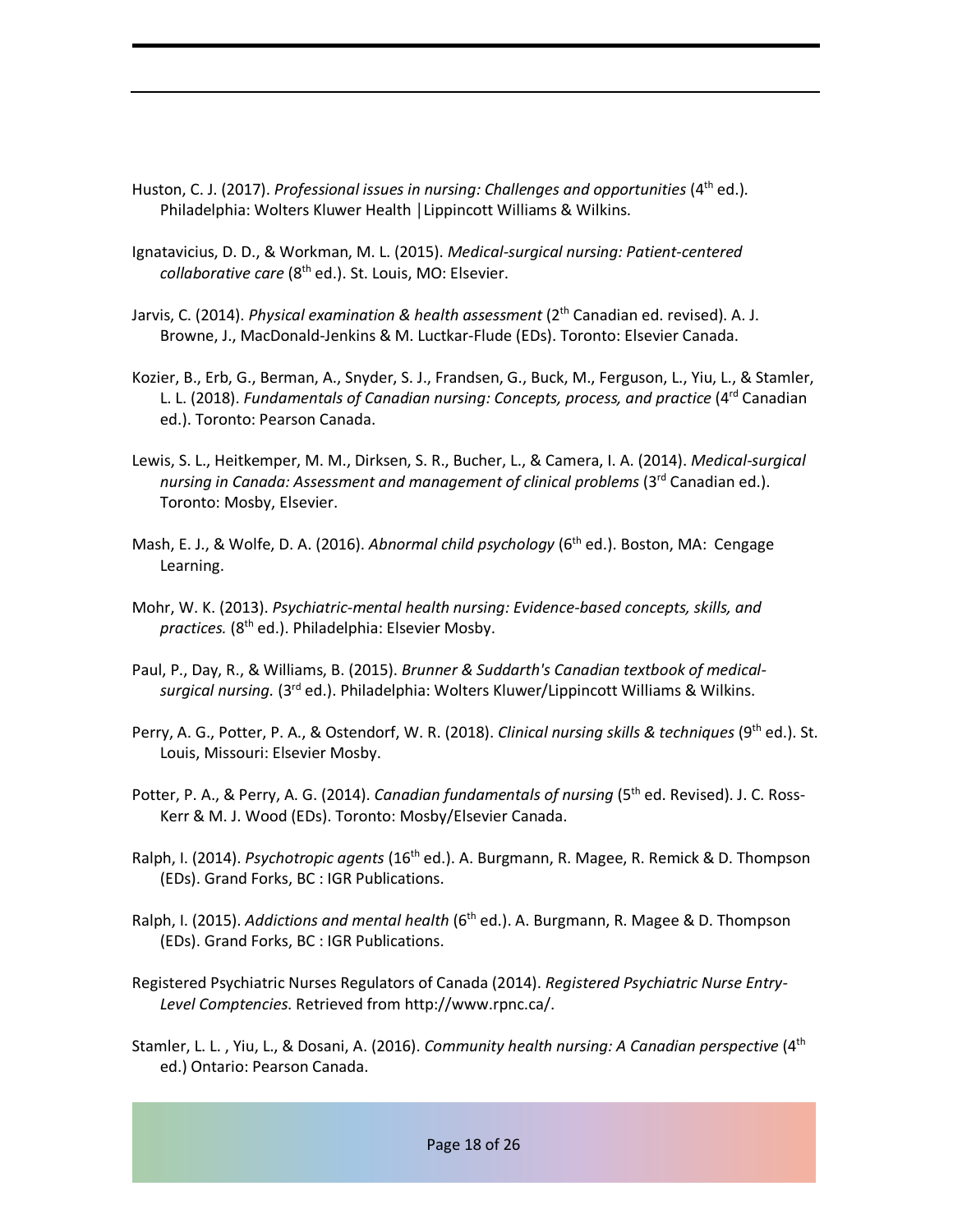Huston, C. J. (2017). *Professional issues in nursing: Challenges and opportunities* (4th ed.). Philadelphia: Wolters Kluwer Health │Lippincott Williams & Wilkins.

Ignatavicius, D. D., & Workman, M. L. (2015). *Medical-surgical nursing: Patient-centered collaborative care* (8th ed.). St. Louis, MO: Elsevier.

Jarvis, C. (2014). *Physical examination & health assessment* (2nd Canadian ed. revised). A. J. Browne, J., MacDonald-Jenkins & M. Luctkar-Flude (EDs). Toronto: Elsevier Canada.

Kozier, B., Erb, G., Berman, A., Snyder, S. J., Frandsen, G., Buck, M., Ferguson, L., Yiu, L., & Stamler, L. L. (2018). *Fundamentals of Canadian nursing: Concepts, process, and practice* (4rd Canadian ed.). Toronto: Pearson Canada.

Lewis, S. L., Heitkemper, M. M., Dirksen, S. R., Bucher, L., & Camera, I. A. (2014). *Medical-surgical nursing in Canada: Assessment and management of clinical problems* (3rd Canadian ed.). Toronto: Mosby, Elsevier.

Mash, E. J., & Wolfe, D. A. (2016). *Abnormal child psychology* (6th ed.). Boston, MA: Cengage Learning.

Mohr, W. K. (2013). *Psychiatric-mental health nursing: Evidence-based concepts, skills, and practices.* (8th ed.). Philadelphia: Elsevier Mosby.

Paul, P., Day, R., & Williams, B. (2015). *Brunner & Suddarth's Canadian textbook of medical-surgical nursing.* (3rd ed.). Philadelphia: Wolters Kluwer/Lippincott Williams & Wilkins.

Perry, A. G., Potter, P. A., & Ostendorf, W. R. (2018). *Clinical nursing skills & techniques* (9th ed.). St. Louis, Missouri: Elsevier Mosby.

Potter, P. A., & Perry, A. G. (2014). *Canadian fundamentals of nursing* (5th ed. Revised). J. C. Ross-Kerr & M. J. Wood (EDs). Toronto: Mosby/Elsevier Canada.

Ralph, I. (2014). *Psychotropic agents* (16th ed.). A. Burgmann, R. Magee, R. Remick & D. Thompson (EDs). Grand Forks, BC : IGR Publications.

Ralph, I. (2015). *Addictions and mental health* (6th ed.). A. Burgmann, R. Magee & D. Thompson (EDs). Grand Forks, BC : IGR Publications.

Registered Psychiatric Nurses Regulators of Canada (2014). *Registered Psychiatric Nurse Entry-Level Comptencies*. Retrieved from http://www.rpnc.ca/.

Stamler, L. L. , Yiu, L., & Dosani, A. (2016). *Community health nursing: A Canadian perspective* (4th ed.) Ontario: Pearson Canada.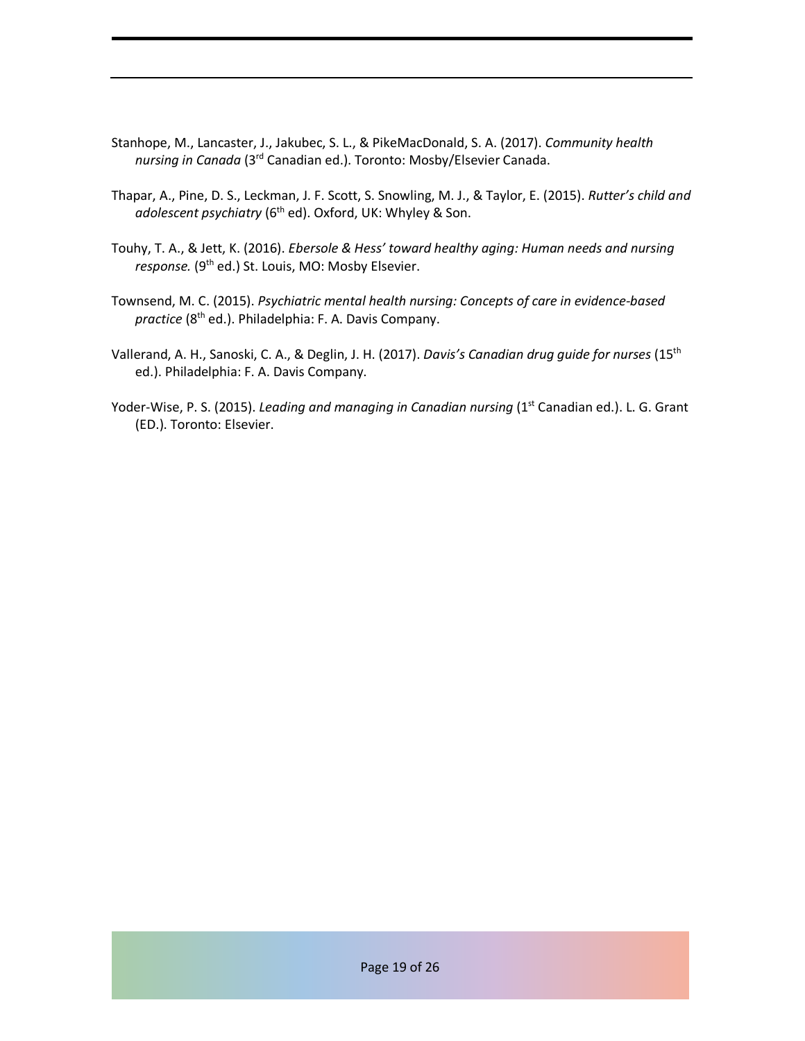Stanhope, M., Lancaster, J., Jakubec, S. L., & PikeMacDonald, S. A. (2017). *Community health nursing in Canada* (3rd Canadian ed.). Toronto: Mosby/Elsevier Canada.

Thapar, A., Pine, D. S., Leckman, J. F. Scott, S. Snowling, M. J., & Taylor, E. (2015). *Rutter's child and adolescent psychiatry* (6th ed). Oxford, UK: Whyley & Son.

Touhy, T. A., & Jett, K. (2016). *Ebersole & Hess' toward healthy aging: Human needs and nursing response.* (9th ed.) St. Louis, MO: Mosby Elsevier.

Townsend, M. C. (2015). *Psychiatric mental health nursing: Concepts of care in evidence-based practice* (8th ed.). Philadelphia: F. A. Davis Company.

Vallerand, A. H., Sanoski, C. A., & Deglin, J. H. (2017). *Davis's Canadian drug guide for nurses* (15th ed.). Philadelphia: F. A. Davis Company.

Yoder-Wise, P. S. (2015). *Leading and managing in Canadian nursing* (1st Canadian ed.). L. G. Grant (ED.). Toronto: Elsevier.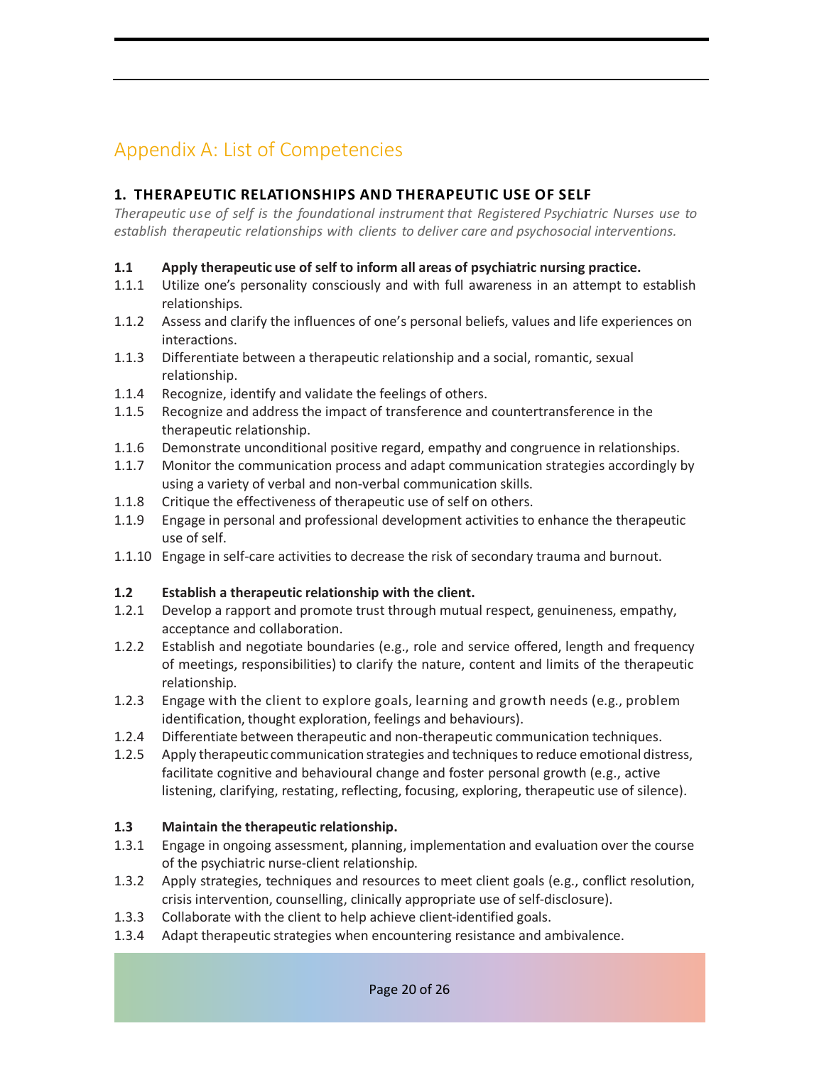## Appendix A: List of Competencies

### 1. THERAPEUTIC RELATIONSHIPS AND THERAPEUTIC USE OF SELF

*Therapeutic use of self is the foundational instrument that Registered Psychiatric Nurses use to establish therapeutic relationships with clients to deliver care and psychosocial interventions.*

**1.1 Apply therapeutic use of self to inform all areas of psychiatric nursing practice.**

- 1.1.1 Utilize one's personality consciously and with full awareness in an attempt to establish relationships.
- 1.1.2 Assess and clarify the influences of one's personal beliefs, values and life experiences on interactions.
- 1.1.3 Differentiate between a therapeutic relationship and a social, romantic, sexual relationship.
- 1.1.4 Recognize, identify and validate the feelings of others.
- 1.1.5 Recognize and address the impact of transference and countertransference in the therapeutic relationship.
- 1.1.6 Demonstrate unconditional positive regard, empathy and congruence in relationships.
- 1.1.7 Monitor the communication process and adapt communication strategies accordingly by using a variety of verbal and non-verbal communication skills.
- 1.1.8 Critique the effectiveness of therapeutic use of self on others.
- 1.1.9 Engage in personal and professional development activities to enhance the therapeutic use of self.
- 1.1.10 Engage in self-care activities to decrease the risk of secondary trauma and burnout.

**1.2 Establish a therapeutic relationship with the client.**

- 1.2.1 Develop a rapport and promote trust through mutual respect, genuineness, empathy, acceptance and collaboration.
- 1.2.2 Establish and negotiate boundaries (e.g., role and service offered, length and frequency of meetings, responsibilities) to clarify the nature, content and limits of the therapeutic relationship.
- 1.2.3 Engage with the client to explore goals, learning and growth needs (e.g., problem identification, thought exploration, feelings and behaviours).
- 1.2.4 Differentiate between therapeutic and non-therapeutic communication techniques.
- 1.2.5 Apply therapeutic communication strategies and techniques to reduce emotional distress, facilitate cognitive and behavioural change and foster personal growth (e.g., active listening, clarifying, restating, reflecting, focusing, exploring, therapeutic use of silence).

**1.3 Maintain the therapeutic relationship.**

- 1.3.1 Engage in ongoing assessment, planning, implementation and evaluation over the course of the psychiatric nurse-client relationship.
- 1.3.2 Apply strategies, techniques and resources to meet client goals (e.g., conflict resolution, crisis intervention, counselling, clinically appropriate use of self-disclosure).
- 1.3.3 Collaborate with the client to help achieve client-identified goals.
- 1.3.4 Adapt therapeutic strategies when encountering resistance and ambivalence.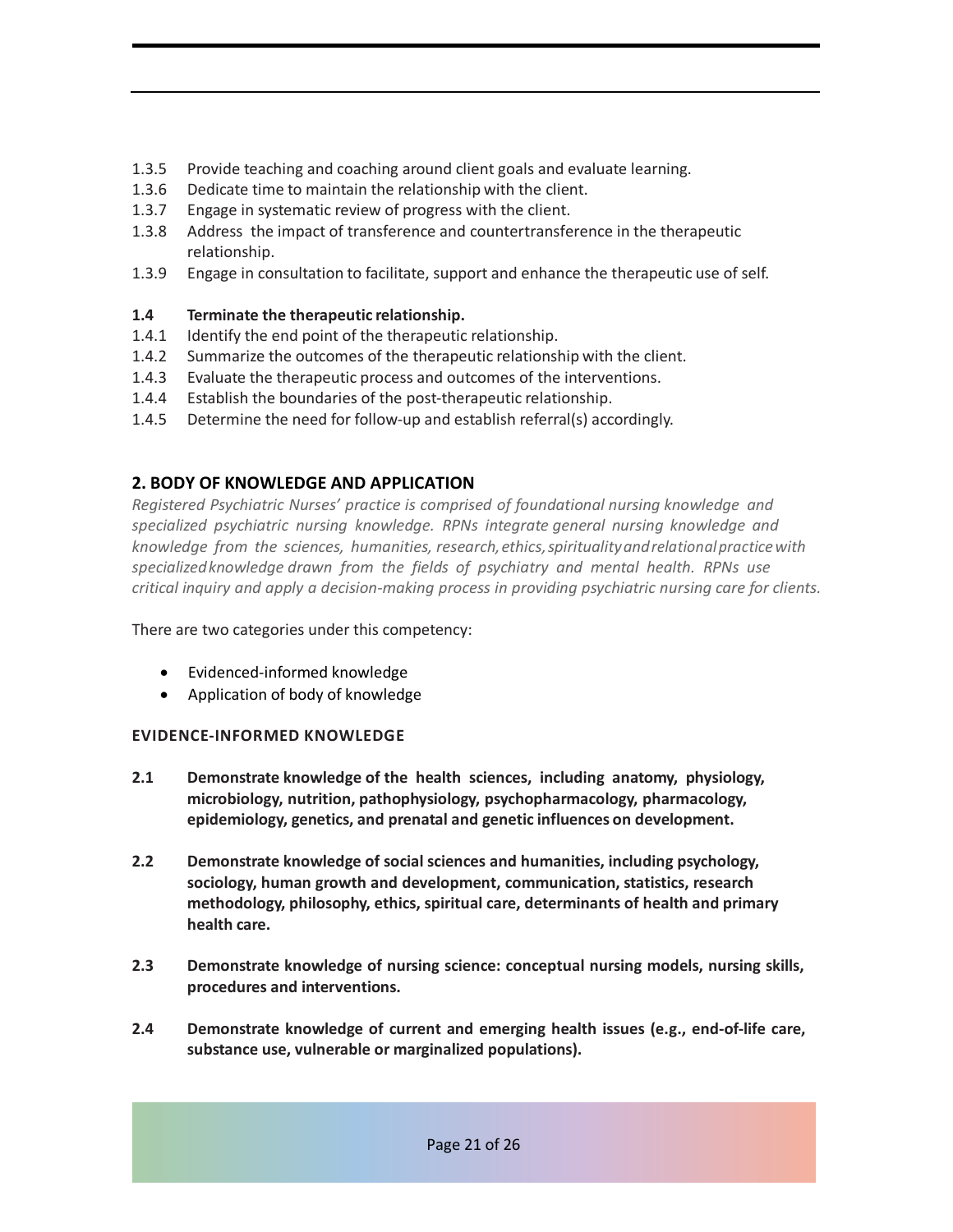1.3.5 Provide teaching and coaching around client goals and evaluate learning.
1.3.6 Dedicate time to maintain the relationship with the client.
1.3.7 Engage in systematic review of progress with the client.
1.3.8 Address the impact of transference and countertransference in the therapeutic relationship.
1.3.9 Engage in consultation to facilitate, support and enhance the therapeutic use of self.

**1.4 Terminate the therapeutic relationship.**
1.4.1 Identify the end point of the therapeutic relationship.
1.4.2 Summarize the outcomes of the therapeutic relationship with the client.
1.4.3 Evaluate the therapeutic process and outcomes of the interventions.
1.4.4 Establish the boundaries of the post-therapeutic relationship.
1.4.5 Determine the need for follow-up and establish referral(s) accordingly.

## 2. BODY OF KNOWLEDGE AND APPLICATION

*Registered Psychiatric Nurses' practice is comprised of foundational nursing knowledge and specialized psychiatric nursing knowledge. RPNs integrate general nursing knowledge and knowledge from the sciences, humanities, research, ethics, spirituality and relational practice with specialized knowledge drawn from the fields of psychiatry and mental health. RPNs use critical inquiry and apply a decision-making process in providing psychiatric nursing care for clients.*

There are two categories under this competency:

- Evidenced-informed knowledge
- Application of body of knowledge

### EVIDENCE-INFORMED KNOWLEDGE

**2.1 Demonstrate knowledge of the health sciences, including anatomy, physiology, microbiology, nutrition, pathophysiology, psychopharmacology, pharmacology, epidemiology, genetics, and prenatal and genetic influences on development.**

**2.2 Demonstrate knowledge of social sciences and humanities, including psychology, sociology, human growth and development, communication, statistics, research methodology, philosophy, ethics, spiritual care, determinants of health and primary health care.**

**2.3 Demonstrate knowledge of nursing science: conceptual nursing models, nursing skills, procedures and interventions.**

**2.4 Demonstrate knowledge of current and emerging health issues (e.g., end-of-life care, substance use, vulnerable or marginalized populations).**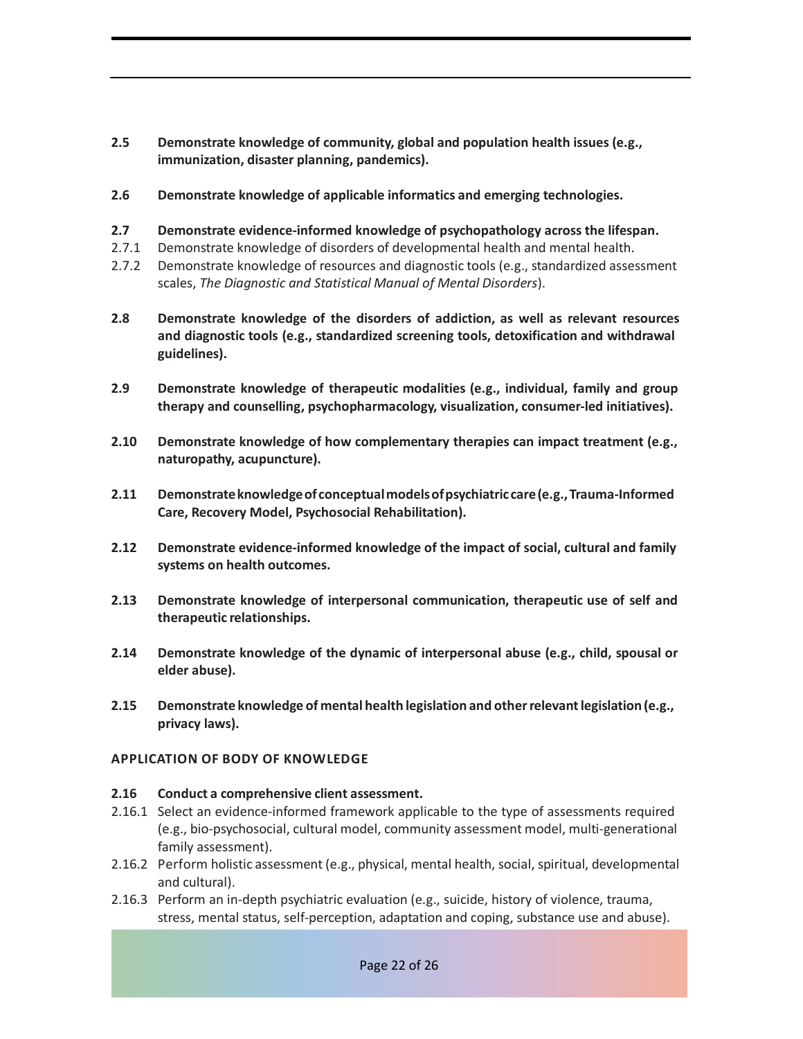**2.5 Demonstrate knowledge of community, global and population health issues (e.g., immunization, disaster planning, pandemics).**

**2.6 Demonstrate knowledge of applicable informatics and emerging technologies.**

**2.7 Demonstrate evidence-informed knowledge of psychopathology across the lifespan.**

2.7.1 Demonstrate knowledge of disorders of developmental health and mental health.

2.7.2 Demonstrate knowledge of resources and diagnostic tools (e.g., standardized assessment scales, *The Diagnostic and Statistical Manual of Mental Disorders*).

**2.8 Demonstrate knowledge of the disorders of addiction, as well as relevant resources and diagnostic tools (e.g., standardized screening tools, detoxification and withdrawal guidelines).**

**2.9 Demonstrate knowledge of therapeutic modalities (e.g., individual, family and group therapy and counselling, psychopharmacology, visualization, consumer-led initiatives).**

**2.10 Demonstrate knowledge of how complementary therapies can impact treatment (e.g., naturopathy, acupuncture).**

**2.11 Demonstrate knowledge of conceptual models of psychiatric care (e.g., Trauma-Informed Care, Recovery Model, Psychosocial Rehabilitation).**

**2.12 Demonstrate evidence-informed knowledge of the impact of social, cultural and family systems on health outcomes.**

**2.13 Demonstrate knowledge of interpersonal communication, therapeutic use of self and therapeutic relationships.**

**2.14 Demonstrate knowledge of the dynamic of interpersonal abuse (e.g., child, spousal or elder abuse).**

**2.15 Demonstrate knowledge of mental health legislation and other relevant legislation (e.g., privacy laws).**

## APPLICATION OF BODY OF KNOWLEDGE

**2.16 Conduct a comprehensive client assessment.**

2.16.1 Select an evidence-informed framework applicable to the type of assessments required (e.g., bio-psychosocial, cultural model, community assessment model, multi-generational family assessment).

2.16.2 Perform holistic assessment (e.g., physical, mental health, social, spiritual, developmental and cultural).

2.16.3 Perform an in-depth psychiatric evaluation (e.g., suicide, history of violence, trauma, stress, mental status, self-perception, adaptation and coping, substance use and abuse).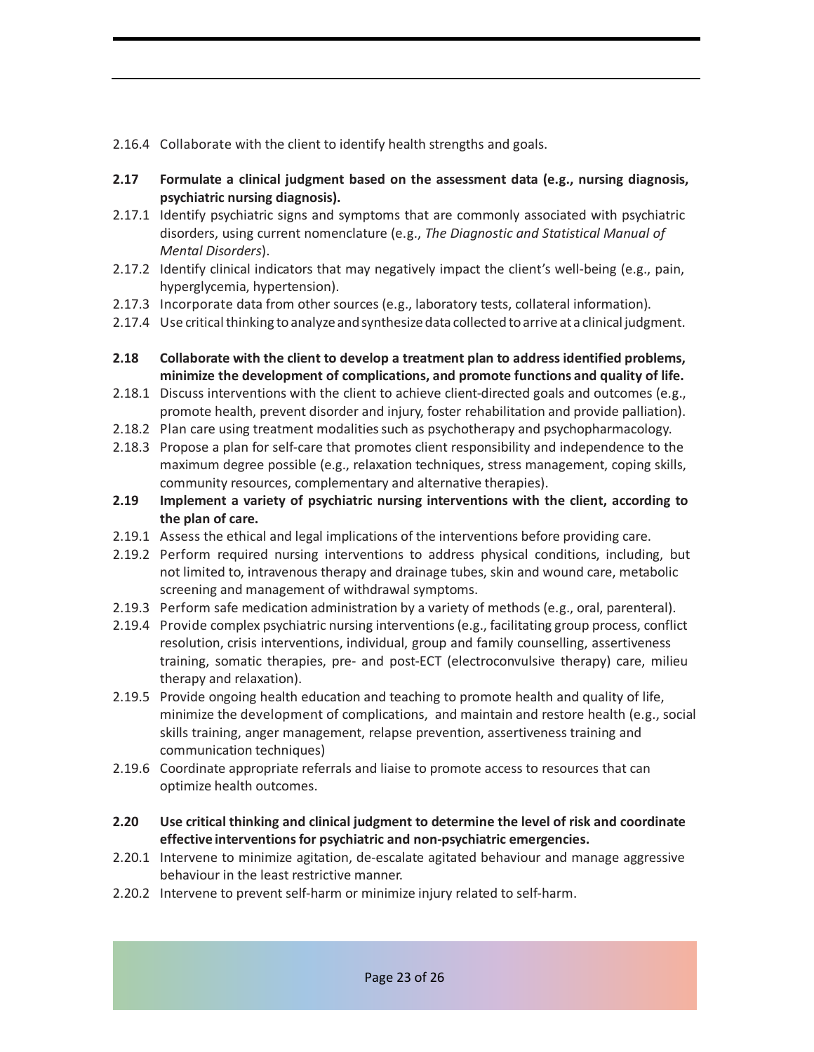2.16.4 Collaborate with the client to identify health strengths and goals.

**2.17 Formulate a clinical judgment based on the assessment data (e.g., nursing diagnosis, psychiatric nursing diagnosis).**

2.17.1 Identify psychiatric signs and symptoms that are commonly associated with psychiatric disorders, using current nomenclature (e.g., *The Diagnostic and Statistical Manual of Mental Disorders*).

2.17.2 Identify clinical indicators that may negatively impact the client's well-being (e.g., pain, hyperglycemia, hypertension).

2.17.3 Incorporate data from other sources (e.g., laboratory tests, collateral information).

2.17.4 Use critical thinking to analyze and synthesize data collected to arrive at a clinical judgment.

**2.18 Collaborate with the client to develop a treatment plan to address identified problems, minimize the development of complications, and promote functions and quality of life.**

2.18.1 Discuss interventions with the client to achieve client-directed goals and outcomes (e.g., promote health, prevent disorder and injury, foster rehabilitation and provide palliation).

2.18.2 Plan care using treatment modalities such as psychotherapy and psychopharmacology.

2.18.3 Propose a plan for self-care that promotes client responsibility and independence to the maximum degree possible (e.g., relaxation techniques, stress management, coping skills, community resources, complementary and alternative therapies).

**2.19 Implement a variety of psychiatric nursing interventions with the client, according to the plan of care.**

2.19.1 Assess the ethical and legal implications of the interventions before providing care.

2.19.2 Perform required nursing interventions to address physical conditions, including, but not limited to, intravenous therapy and drainage tubes, skin and wound care, metabolic screening and management of withdrawal symptoms.

2.19.3 Perform safe medication administration by a variety of methods (e.g., oral, parenteral).

2.19.4 Provide complex psychiatric nursing interventions (e.g., facilitating group process, conflict resolution, crisis interventions, individual, group and family counselling, assertiveness training, somatic therapies, pre- and post-ECT (electroconvulsive therapy) care, milieu therapy and relaxation).

2.19.5 Provide ongoing health education and teaching to promote health and quality of life, minimize the development of complications, and maintain and restore health (e.g., social skills training, anger management, relapse prevention, assertiveness training and communication techniques)

2.19.6 Coordinate appropriate referrals and liaise to promote access to resources that can optimize health outcomes.

**2.20 Use critical thinking and clinical judgment to determine the level of risk and coordinate effective interventions for psychiatric and non-psychiatric emergencies.**

2.20.1 Intervene to minimize agitation, de-escalate agitated behaviour and manage aggressive behaviour in the least restrictive manner.

2.20.2 Intervene to prevent self-harm or minimize injury related to self-harm.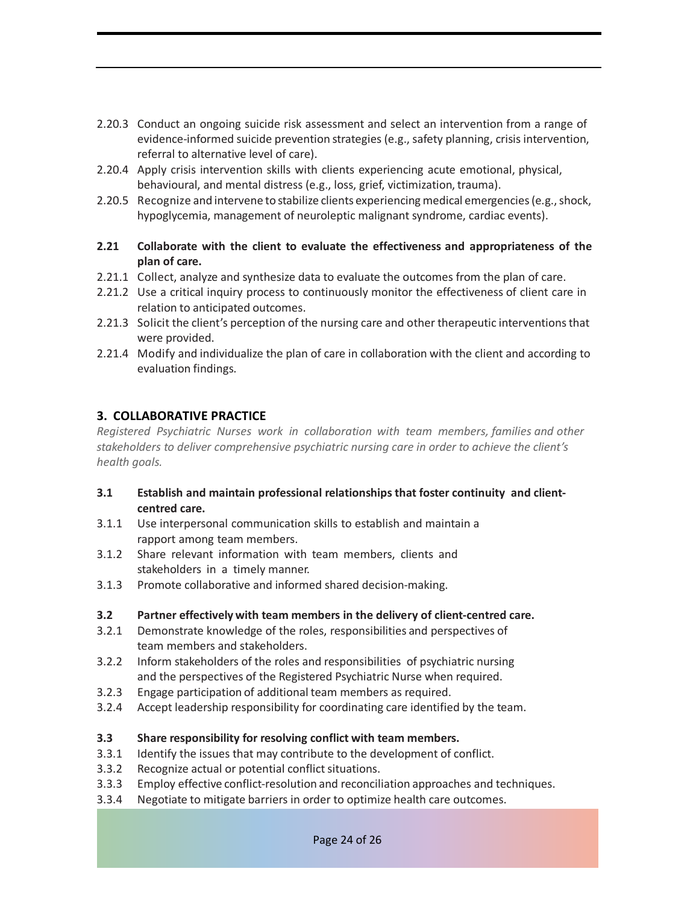2.20.3 Conduct an ongoing suicide risk assessment and select an intervention from a range of evidence-informed suicide prevention strategies (e.g., safety planning, crisis intervention, referral to alternative level of care).

2.20.4 Apply crisis intervention skills with clients experiencing acute emotional, physical, behavioural, and mental distress (e.g., loss, grief, victimization, trauma).

2.20.5 Recognize and intervene to stabilize clients experiencing medical emergencies (e.g., shock, hypoglycemia, management of neuroleptic malignant syndrome, cardiac events).

**2.21 Collaborate with the client to evaluate the effectiveness and appropriateness of the plan of care.**

2.21.1 Collect, analyze and synthesize data to evaluate the outcomes from the plan of care.

2.21.2 Use a critical inquiry process to continuously monitor the effectiveness of client care in relation to anticipated outcomes.

2.21.3 Solicit the client's perception of the nursing care and other therapeutic interventions that were provided.

2.21.4 Modify and individualize the plan of care in collaboration with the client and according to evaluation findings.

## 3. COLLABORATIVE PRACTICE

*Registered Psychiatric Nurses work in collaboration with team members, families and other stakeholders to deliver comprehensive psychiatric nursing care in order to achieve the client's health goals.*

**3.1 Establish and maintain professional relationships that foster continuity and client-centred care.**

3.1.1 Use interpersonal communication skills to establish and maintain a rapport among team members.

3.1.2 Share relevant information with team members, clients and stakeholders in a timely manner.

3.1.3 Promote collaborative and informed shared decision-making.

**3.2 Partner effectively with team members in the delivery of client-centred care.**

3.2.1 Demonstrate knowledge of the roles, responsibilities and perspectives of team members and stakeholders.

3.2.2 Inform stakeholders of the roles and responsibilities of psychiatric nursing and the perspectives of the Registered Psychiatric Nurse when required.

3.2.3 Engage participation of additional team members as required.

3.2.4 Accept leadership responsibility for coordinating care identified by the team.

**3.3 Share responsibility for resolving conflict with team members.**

3.3.1 Identify the issues that may contribute to the development of conflict.

3.3.2 Recognize actual or potential conflict situations.

3.3.3 Employ effective conflict-resolution and reconciliation approaches and techniques.

3.3.4 Negotiate to mitigate barriers in order to optimize health care outcomes.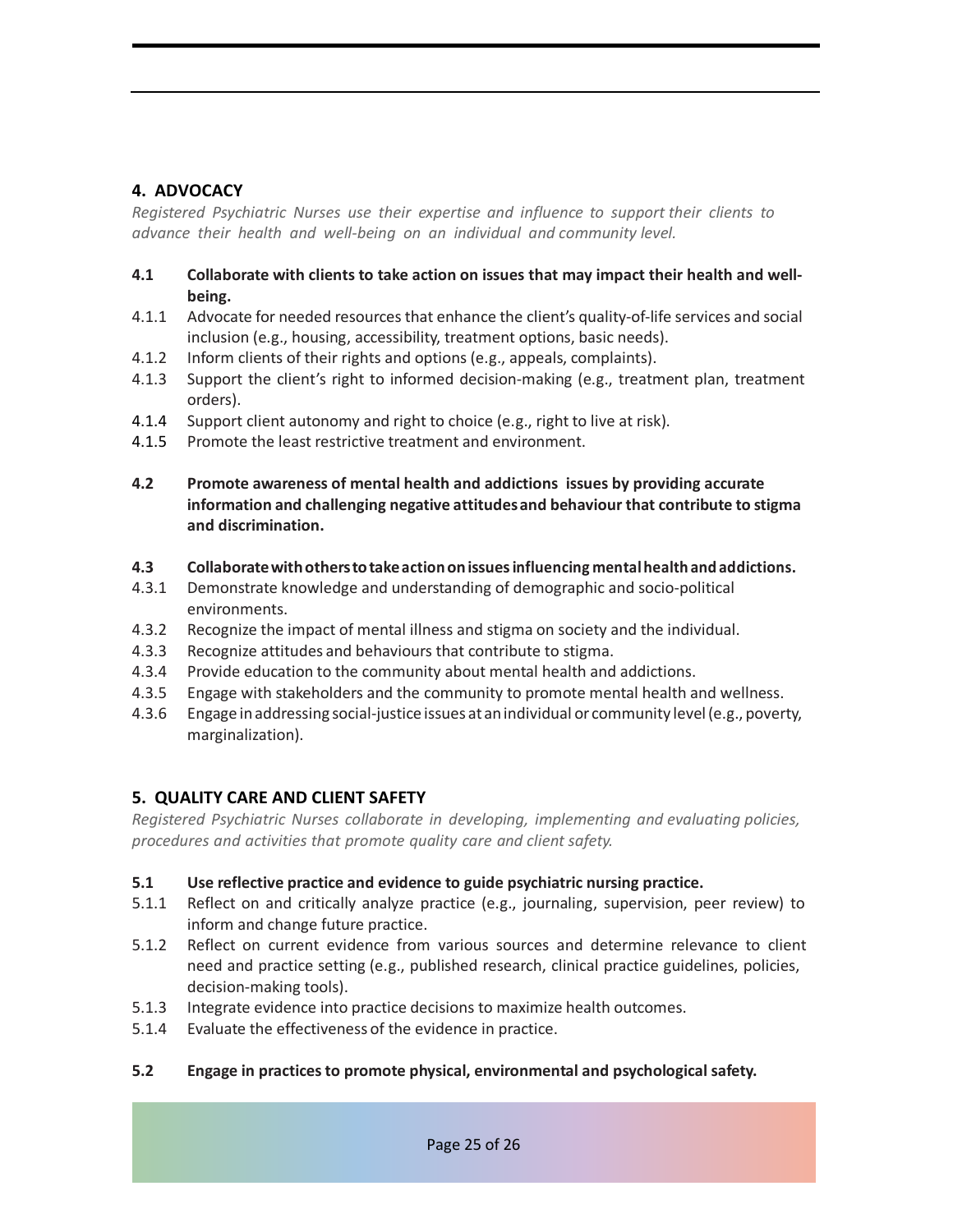## 4. ADVOCACY

*Registered Psychiatric Nurses use their expertise and influence to support their clients to advance their health and well-being on an individual and community level.*

**4.1 Collaborate with clients to take action on issues that may impact their health and well-being.**

4.1.1 Advocate for needed resources that enhance the client's quality-of-life services and social inclusion (e.g., housing, accessibility, treatment options, basic needs).

4.1.2 Inform clients of their rights and options (e.g., appeals, complaints).

4.1.3 Support the client's right to informed decision-making (e.g., treatment plan, treatment orders).

4.1.4 Support client autonomy and right to choice (e.g., right to live at risk).

4.1.5 Promote the least restrictive treatment and environment.

**4.2 Promote awareness of mental health and addictions issues by providing accurate information and challenging negative attitudes and behaviour that contribute to stigma and discrimination.**

**4.3 Collaborate with others to take action on issues influencing mental health and addictions.**

4.3.1 Demonstrate knowledge and understanding of demographic and socio-political environments.

4.3.2 Recognize the impact of mental illness and stigma on society and the individual.

4.3.3 Recognize attitudes and behaviours that contribute to stigma.

4.3.4 Provide education to the community about mental health and addictions.

4.3.5 Engage with stakeholders and the community to promote mental health and wellness.

4.3.6 Engage in addressing social-justice issues at an individual or community level (e.g., poverty, marginalization).

## 5. QUALITY CARE AND CLIENT SAFETY

*Registered Psychiatric Nurses collaborate in developing, implementing and evaluating policies, procedures and activities that promote quality care and client safety.*

**5.1 Use reflective practice and evidence to guide psychiatric nursing practice.**

5.1.1 Reflect on and critically analyze practice (e.g., journaling, supervision, peer review) to inform and change future practice.

5.1.2 Reflect on current evidence from various sources and determine relevance to client need and practice setting (e.g., published research, clinical practice guidelines, policies, decision-making tools).

5.1.3 Integrate evidence into practice decisions to maximize health outcomes.

5.1.4 Evaluate the effectiveness of the evidence in practice.

**5.2 Engage in practices to promote physical, environmental and psychological safety.**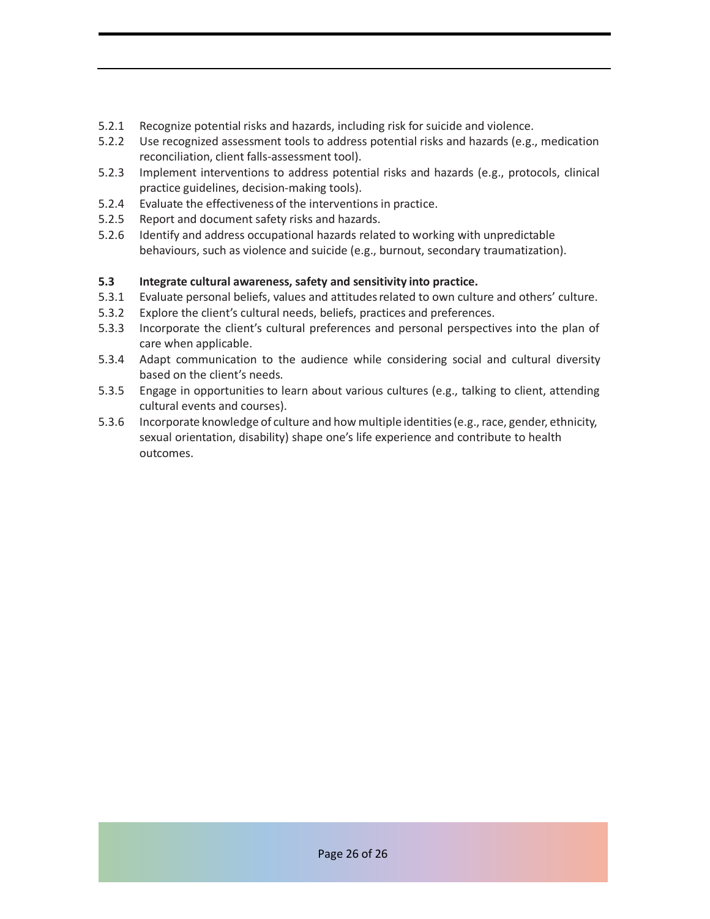5.2.1 Recognize potential risks and hazards, including risk for suicide and violence.
5.2.2 Use recognized assessment tools to address potential risks and hazards (e.g., medication reconciliation, client falls-assessment tool).
5.2.3 Implement interventions to address potential risks and hazards (e.g., protocols, clinical practice guidelines, decision-making tools).
5.2.4 Evaluate the effectiveness of the interventions in practice.
5.2.5 Report and document safety risks and hazards.
5.2.6 Identify and address occupational hazards related to working with unpredictable behaviours, such as violence and suicide (e.g., burnout, secondary traumatization).

**5.3 Integrate cultural awareness, safety and sensitivity into practice.**

5.3.1 Evaluate personal beliefs, values and attitudes related to own culture and others' culture.
5.3.2 Explore the client's cultural needs, beliefs, practices and preferences.
5.3.3 Incorporate the client's cultural preferences and personal perspectives into the plan of care when applicable.
5.3.4 Adapt communication to the audience while considering social and cultural diversity based on the client's needs.
5.3.5 Engage in opportunities to learn about various cultures (e.g., talking to client, attending cultural events and courses).
5.3.6 Incorporate knowledge of culture and how multiple identities (e.g., race, gender, ethnicity, sexual orientation, disability) shape one's life experience and contribute to health outcomes.